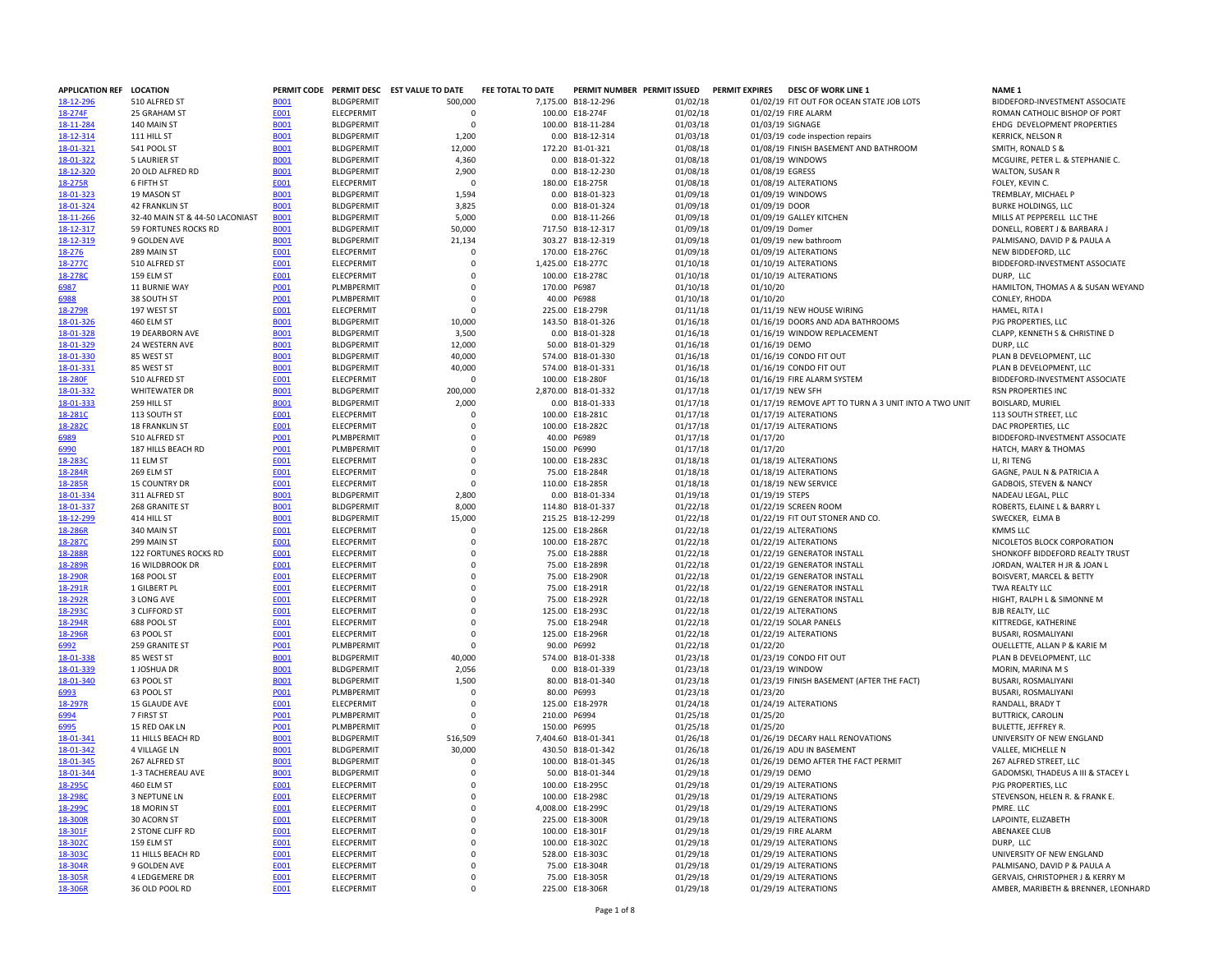| APPLICATION REF | LOCATION | PERMIT CODE | PERMIT DESC | EST VALUE TO DATE | FEE TOTAL TO DATE | PERMIT NUMBER | PERMIT ISSUED | PERMIT EXPIRES | DESC OF WORK LINE 1 | NAME 1 |
|---|---|---|---|---|---|---|---|---|---|---|
| 18-12-296 | 510 ALFRED ST | B001 | BLDGPERMIT | 500,000 | 7,175.00 | B18-12-296 | 01/02/18 | 01/02/19 | FIT OUT FOR OCEAN STATE JOB LOTS | BIDDEFORD-INVESTMENT ASSOCIATE |
| 18-274F | 25 GRAHAM ST | E001 | ELECPERMIT | 0 | 100.00 | E18-274F | 01/02/18 | 01/02/19 | FIRE ALARM | ROMAN CATHOLIC BISHOP OF PORT |
| 18-11-284 | 140 MAIN ST | B001 | BLDGPERMIT | 0 | 100.00 | B18-11-284 | 01/03/18 | 01/03/19 | SIGNAGE | EHDG DEVELOPMENT PROPERTIES |
| 18-12-314 | 111 HILL ST | B001 | BLDGPERMIT | 1,200 | 0.00 | B18-12-314 | 01/03/18 | 01/03/19 | code inspection repairs | KERRICK, NELSON R |
| 18-01-321 | 541 POOL ST | B001 | BLDGPERMIT | 12,000 | 172.20 | B1-01-321 | 01/08/18 | 01/08/19 | FINISH BASEMENT AND BATHROOM | SMITH, RONALD S & |
| 18-01-322 | 5 LAURIER ST | B001 | BLDGPERMIT | 4,360 | 0.00 | B18-01-322 | 01/08/18 | 01/08/19 | WINDOWS | MCGUIRE, PETER L. & STEPHANIE C. |
| 18-12-320 | 20 OLD ALFRED RD | B001 | BLDGPERMIT | 2,900 | 0.00 | B18-12-230 | 01/08/18 | 01/08/19 | EGRESS | WALTON, SUSAN R |
| 18-275R | 6 FIFTH ST | E001 | ELECPERMIT | 0 | 180.00 | E18-275R | 01/08/18 | 01/08/19 | ALTERATIONS | FOLEY, KEVIN C. |
| 18-01-323 | 19 MASON ST | B001 | BLDGPERMIT | 1,594 | 0.00 | B18-01-323 | 01/09/18 | 01/09/19 | WINDOWS | TREMBLAY, MICHAEL P |
| 18-01-324 | 42 FRANKLIN ST | B001 | BLDGPERMIT | 3,825 | 0.00 | B18-01-324 | 01/09/18 | 01/09/19 | DOOR | BURKE HOLDINGS, LLC |
| 18-11-266 | 32-40 MAIN ST & 44-50 LACONIAST | B001 | BLDGPERMIT | 5,000 | 0.00 | B18-11-266 | 01/09/18 | 01/09/19 | GALLEY KITCHEN | MILLS AT PEPPERELL LLC THE |
| 18-12-317 | 59 FORTUNES ROCKS RD | B001 | BLDGPERMIT | 50,000 | 717.50 | B18-12-317 | 01/09/18 | 01/09/19 | Domer | DONELL, ROBERT J & BARBARA J |
| 18-12-319 | 9 GOLDEN AVE | B001 | BLDGPERMIT | 21,134 | 303.27 | B18-12-319 | 01/09/18 | 01/09/19 | new bathroom | PALMISANO, DAVID P & PAULA A |
| 18-276 | 289 MAIN ST | E001 | ELECPERMIT | 0 | 170.00 | E18-276C | 01/09/18 | 01/09/19 | ALTERATIONS | NEW BIDDEFORD, LLC |
| 18-277C | 510 ALFRED ST | E001 | ELECPERMIT | 0 | 1,425.00 | E18-277C | 01/10/18 | 01/10/19 | ALTERATIONS | BIDDEFORD-INVESTMENT ASSOCIATE |
| 18-278C | 159 ELM ST | E001 | ELECPERMIT | 0 | 100.00 | E18-278C | 01/10/18 | 01/10/19 | ALTERATIONS | DURP, LLC |
| 6987 | 11 BURNIE WAY | P001 | PLMBPERMIT | 0 | 170.00 | P6987 | 01/10/18 | 01/10/20 | | HAMILTON, THOMAS A & SUSAN WEYAND |
| 6988 | 38 SOUTH ST | P001 | PLMBPERMIT | 0 | 40.00 | P6988 | 01/10/18 | 01/10/20 | | CONLEY, RHODA |
| 18-279R | 197 WEST ST | E001 | ELECPERMIT | 0 | 225.00 | E18-279R | 01/11/18 | 01/11/19 | NEW HOUSE WIRING | HAMEL, RITA I |
| 18-01-326 | 460 ELM ST | B001 | BLDGPERMIT | 10,000 | 143.50 | B18-01-326 | 01/16/18 | 01/16/19 | DOORS AND ADA BATHROOMS | PJG PROPERTIES, LLC |
| 18-01-328 | 19 DEARBORN AVE | B001 | BLDGPERMIT | 3,500 | 0.00 | B18-01-328 | 01/16/18 | 01/16/19 | WINDOW REPLACEMENT | CLAPP, KENNETH S & CHRISTINE D |
| 18-01-329 | 24 WESTERN AVE | B001 | BLDGPERMIT | 12,000 | 50.00 | B18-01-329 | 01/16/18 | 01/16/19 | DEMO | DURP, LLC |
| 18-01-330 | 85 WEST ST | B001 | BLDGPERMIT | 40,000 | 574.00 | B18-01-330 | 01/16/18 | 01/16/19 | CONDO FIT OUT | PLAN B DEVELOPMENT, LLC |
| 18-01-331 | 85 WEST ST | B001 | BLDGPERMIT | 40,000 | 574.00 | B18-01-331 | 01/16/18 | 01/16/19 | CONDO FIT OUT | PLAN B DEVELOPMENT, LLC |
| 18-280F | 510 ALFRED ST | E001 | ELECPERMIT | 0 | 100.00 | E18-280F | 01/16/18 | 01/16/19 | FIRE ALARM SYSTEM | BIDDEFORD-INVESTMENT ASSOCIATE |
| 18-01-332 | WHITEWATER DR | B001 | BLDGPERMIT | 200,000 | 2,870.00 | B18-01-332 | 01/17/18 | 01/17/19 | NEW SFH | RSN PROPERTIES INC |
| 18-01-333 | 259 HILL ST | B001 | BLDGPERMIT | 2,000 | 0.00 | B18-01-333 | 01/17/18 | 01/17/19 | REMOVE APT TO TURN A 3 UNIT INTO A TWO UNIT | BOISLARD, MURIEL |
| 18-281C | 113 SOUTH ST | E001 | ELECPERMIT | 0 | 100.00 | E18-281C | 01/17/18 | 01/17/19 | ALTERATIONS | 113 SOUTH STREET, LLC |
| 18-282C | 18 FRANKLIN ST | E001 | ELECPERMIT | 0 | 100.00 | E18-282C | 01/17/18 | 01/17/19 | ALTERATIONS | DAC PROPERTIES, LLC |
| 6989 | 510 ALFRED ST | P001 | PLMBPERMIT | 0 | 40.00 | P6989 | 01/17/18 | 01/17/20 | | BIDDEFORD-INVESTMENT ASSOCIATE |
| 6990 | 187 HILLS BEACH RD | P001 | PLMBPERMIT | 0 | 150.00 | P6990 | 01/17/18 | 01/17/20 | | HATCH, MARY & THOMAS |
| 18-283C | 11 ELM ST | E001 | ELECPERMIT | 0 | 100.00 | E18-283C | 01/18/18 | 01/18/19 | ALTERATIONS | LI, RI TENG |
| 18-284R | 269 ELM ST | E001 | ELECPERMIT | 0 | 75.00 | E18-284R | 01/18/18 | 01/18/19 | ALTERATIONS | GAGNE, PAUL N & PATRICIA A |
| 18-285R | 15 COUNTRY DR | E001 | ELECPERMIT | 0 | 110.00 | E18-285R | 01/18/18 | 01/18/19 | NEW SERVICE | GADBOIS, STEVEN & NANCY |
| 18-01-334 | 311 ALFRED ST | B001 | BLDGPERMIT | 2,800 | 0.00 | B18-01-334 | 01/19/18 | 01/19/19 | STEPS | NADEAU LEGAL, PLLC |
| 18-01-337 | 268 GRANITE ST | B001 | BLDGPERMIT | 8,000 | 114.80 | B18-01-337 | 01/22/18 | 01/22/19 | SCREEN ROOM | ROBERTS, ELAINE L & BARRY L |
| 18-12-299 | 414 HILL ST | B001 | BLDGPERMIT | 15,000 | 215.25 | B18-12-299 | 01/22/18 | 01/22/19 | FIT OUT STONER AND CO. | SWECKER, ELMA B |
| 18-286R | 340 MAIN ST | E001 | ELECPERMIT | 0 | 125.00 | E18-286R | 01/22/18 | 01/22/19 | ALTERATIONS | KMMS LLC |
| 18-287C | 299 MAIN ST | E001 | ELECPERMIT | 0 | 100.00 | E18-287C | 01/22/18 | 01/22/19 | ALTERATIONS | NICOLETOS BLOCK CORPORATION |
| 18-288R | 122 FORTUNES ROCKS RD | E001 | ELECPERMIT | 0 | 75.00 | E18-288R | 01/22/18 | 01/22/19 | GENERATOR INSTALL | SHONKOFF BIDDEFORD REALTY TRUST |
| 18-289R | 16 WILDBROOK DR | E001 | ELECPERMIT | 0 | 75.00 | E18-289R | 01/22/18 | 01/22/19 | GENERATOR INSTALL | JORDAN, WALTER H JR & JOAN L |
| 18-290R | 168 POOL ST | E001 | ELECPERMIT | 0 | 75.00 | E18-290R | 01/22/18 | 01/22/19 | GENERATOR INSTALL | BOISVERT, MARCEL & BETTY |
| 18-291R | 1 GILBERT PL | E001 | ELECPERMIT | 0 | 75.00 | E18-291R | 01/22/18 | 01/22/19 | GENERATOR INSTALL | TWA REALTY LLC |
| 18-292R | 3 LONG AVE | E001 | ELECPERMIT | 0 | 75.00 | E18-292R | 01/22/18 | 01/22/19 | GENERATOR INSTALL | HIGHT, RALPH L & SIMONNE M |
| 18-293C | 3 CLIFFORD ST | E001 | ELECPERMIT | 0 | 125.00 | E18-293C | 01/22/18 | 01/22/19 | ALTERATIONS | BJB REALTY, LLC |
| 18-294R | 688 POOL ST | E001 | ELECPERMIT | 0 | 75.00 | E18-294R | 01/22/18 | 01/22/19 | SOLAR PANELS | KITTREDGE, KATHERINE |
| 18-296R | 63 POOL ST | E001 | ELECPERMIT | 0 | 125.00 | E18-296R | 01/22/18 | 01/22/19 | ALTERATIONS | BUSARI, ROSMALIYANI |
| 6992 | 259 GRANITE ST | P001 | PLMBPERMIT | 0 | 90.00 | P6992 | 01/22/18 | 01/22/20 | | OUELLETTE, ALLAN P & KARIE M |
| 18-01-338 | 85 WEST ST | B001 | BLDGPERMIT | 40,000 | 574.00 | B18-01-338 | 01/23/18 | 01/23/19 | CONDO FIT OUT | PLAN B DEVELOPMENT, LLC |
| 18-01-339 | 1 JOSHUA DR | B001 | BLDGPERMIT | 2,056 | 0.00 | B18-01-339 | 01/23/18 | 01/23/19 | WINDOW | MORIN, MARINA M S |
| 18-01-340 | 63 POOL ST | B001 | BLDGPERMIT | 1,500 | 80.00 | B18-01-340 | 01/23/18 | 01/23/19 | FINISH BASEMENT (AFTER THE FACT) | BUSARI, ROSMALIYANI |
| 6993 | 63 POOL ST | P001 | PLMBPERMIT | 0 | 80.00 | P6993 | 01/23/18 | 01/23/20 | | BUSARI, ROSMALIYANI |
| 18-297R | 15 GLAUDE AVE | E001 | ELECPERMIT | 0 | 125.00 | E18-297R | 01/24/18 | 01/24/19 | ALTERATIONS | RANDALL, BRADY T |
| 6994 | 7 FIRST ST | P001 | PLMBPERMIT | 0 | 210.00 | P6994 | 01/25/18 | 01/25/20 | | BUTTRICK, CAROLIN |
| 6995 | 15 RED OAK LN | P001 | PLMBPERMIT | 0 | 150.00 | P6995 | 01/25/18 | 01/25/20 | | BULETTE, JEFFREY R. |
| 18-01-341 | 11 HILLS BEACH RD | B001 | BLDGPERMIT | 516,509 | 7,404.60 | B18-01-341 | 01/26/18 | 01/26/19 | DECARY HALL RENOVATIONS | UNIVERSITY OF NEW ENGLAND |
| 18-01-342 | 4 VILLAGE LN | B001 | BLDGPERMIT | 30,000 | 430.50 | B18-01-342 | 01/26/18 | 01/26/19 | ADU IN BASEMENT | VALLEE, MICHELLE N |
| 18-01-345 | 267 ALFRED ST | B001 | BLDGPERMIT | 0 | 100.00 | B18-01-345 | 01/26/18 | 01/26/19 | DEMO AFTER THE FACT PERMIT | 267 ALFRED STREET, LLC |
| 18-01-344 | 1-3 TACHEREAU AVE | B001 | BLDGPERMIT | 0 | 50.00 | B18-01-344 | 01/29/18 | 01/29/19 | DEMO | GADOMSKI, THADEUS A III & STACEY L |
| 18-295C | 460 ELM ST | E001 | ELECPERMIT | 0 | 100.00 | E18-295C | 01/29/18 | 01/29/19 | ALTERATIONS | PJG PROPERTIES, LLC |
| 18-298C | 3 NEPTUNE LN | E001 | ELECPERMIT | 0 | 100.00 | E18-298C | 01/29/18 | 01/29/19 | ALTERATIONS | STEVENSON, HELEN R. & FRANK E. |
| 18-299C | 18 MORIN ST | E001 | ELECPERMIT | 0 | 4,008.00 | E18-299C | 01/29/18 | 01/29/19 | ALTERATIONS | PMRE. LLC |
| 18-300R | 30 ACORN ST | E001 | ELECPERMIT | 0 | 225.00 | E18-300R | 01/29/18 | 01/29/19 | ALTERATIONS | LAPOINTE, ELIZABETH |
| 18-301F | 2 STONE CLIFF RD | E001 | ELECPERMIT | 0 | 100.00 | E18-301F | 01/29/18 | 01/29/19 | FIRE ALARM | ABENAKEE CLUB |
| 18-302C | 159 ELM ST | E001 | ELECPERMIT | 0 | 100.00 | E18-302C | 01/29/18 | 01/29/19 | ALTERATIONS | DURP, LLC |
| 18-303C | 11 HILLS BEACH RD | E001 | ELECPERMIT | 0 | 528.00 | E18-303C | 01/29/18 | 01/29/19 | ALTERATIONS | UNIVERSITY OF NEW ENGLAND |
| 18-304R | 9 GOLDEN AVE | E001 | ELECPERMIT | 0 | 75.00 | E18-304R | 01/29/18 | 01/29/19 | ALTERATIONS | PALMISANO, DAVID P & PAULA A |
| 18-305R | 4 LEDGEMERE DR | E001 | ELECPERMIT | 0 | 75.00 | E18-305R | 01/29/18 | 01/29/19 | ALTERATIONS | GERVAIS, CHRISTOPHER J & KERRY M |
| 18-306R | 36 OLD POOL RD | E001 | ELECPERMIT | 0 | 225.00 | E18-306R | 01/29/18 | 01/29/19 | ALTERATIONS | AMBER, MARIBETH & BRENNER, LEONHARD |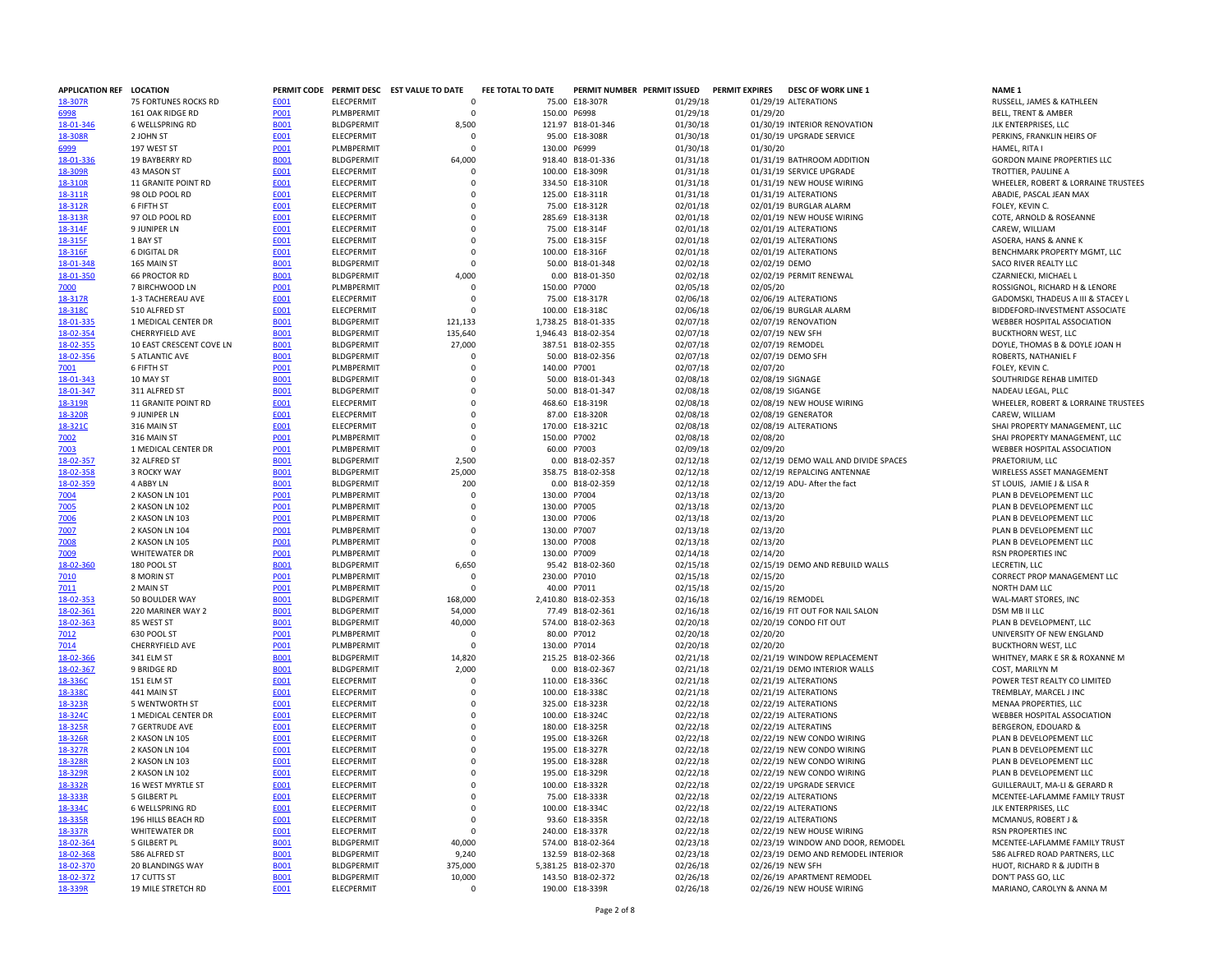| APPLICATION REF | LOCATION | PERMIT CODE | PERMIT DESC | EST VALUE TO DATE | FEE TOTAL TO DATE | PERMIT NUMBER | PERMIT ISSUED | PERMIT EXPIRES | DESC OF WORK LINE 1 | NAME 1 |
|---|---|---|---|---|---|---|---|---|---|---|
| 18-307R | 75 FORTUNES ROCKS RD | E001 | ELECPERMIT | 0 | 75.00 | E18-307R | 01/29/18 | 01/29/19 | ALTERATIONS | RUSSELL, JAMES & KATHLEEN |
| 6998 | 161 OAK RIDGE RD | P001 | PLMBPERMIT | 0 | 150.00 | P6998 | 01/29/18 | 01/29/20 | | BELL, TRENT & AMBER |
| 18-01-346 | 6 WELLSPRING RD | B001 | BLDGPERMIT | 8,500 | 121.97 | B18-01-346 | 01/30/18 | 01/30/19 | INTERIOR RENOVATION | JLK ENTERPRISES, LLC |
| 18-308R | 2 JOHN ST | E001 | ELECPERMIT | 0 | 95.00 | E18-308R | 01/30/18 | 01/30/19 | UPGRADE SERVICE | PERKINS, FRANKLIN HEIRS OF |
| 6999 | 197 WEST ST | P001 | PLMBPERMIT | 0 | 130.00 | P6999 | 01/30/18 | 01/30/20 | | HAMEL, RITA I |
| 18-01-336 | 19 BAYBERRY RD | B001 | BLDGPERMIT | 64,000 | 918.40 | B18-01-336 | 01/31/18 | 01/31/19 | BATHROOM ADDITION | GORDON MAINE PROPERTIES LLC |
| 18-309R | 43 MASON ST | E001 | ELECPERMIT | 0 | 100.00 | E18-309R | 01/31/18 | 01/31/19 | SERVICE UPGRADE | TROTTIER, PAULINE A |
| 18-310R | 11 GRANITE POINT RD | E001 | ELECPERMIT | 0 | 334.50 | E18-310R | 01/31/18 | 01/31/19 | NEW HOUSE WIRING | WHEELER, ROBERT & LORRAINE TRUSTEES |
| 18-311R | 98 OLD POOL RD | E001 | ELECPERMIT | 0 | 125.00 | E18-311R | 01/31/18 | 01/31/19 | ALTERATIONS | ABADIE, PASCAL JEAN MAX |
| 18-312R | 6 FIFTH ST | E001 | ELECPERMIT | 0 | 75.00 | E18-312R | 02/01/18 | 02/01/19 | BURGLAR ALARM | FOLEY, KEVIN C. |
| 18-313R | 97 OLD POOL RD | E001 | ELECPERMIT | 0 | 285.69 | E18-313R | 02/01/18 | 02/01/19 | NEW HOUSE WIRING | COTE, ARNOLD & ROSEANNE |
| 18-314F | 9 JUNIPER LN | E001 | ELECPERMIT | 0 | 75.00 | E18-314F | 02/01/18 | 02/01/19 | ALTERATIONS | CAREW, WILLIAM |
| 18-315F | 1 BAY ST | E001 | ELECPERMIT | 0 | 75.00 | E18-315F | 02/01/18 | 02/01/19 | ALTERATIONS | ASOERA, HANS & ANNE K |
| 18-316F | 6 DIGITAL DR | E001 | ELECPERMIT | 0 | 100.00 | E18-316F | 02/01/18 | 02/01/19 | ALTERATIONS | BENCHMARK PROPERTY MGMT, LLC |
| 18-01-348 | 165 MAIN ST | B001 | BLDGPERMIT | 0 | 50.00 | B18-01-348 | 02/02/18 | 02/02/19 | DEMO | SACO RIVER REALTY LLC |
| 18-01-350 | 66 PROCTOR RD | B001 | BLDGPERMIT | 4,000 | 0.00 | B18-01-350 | 02/02/18 | 02/02/19 | PERMIT RENEWAL | CZARNIECKI, MICHAEL L |
| 7000 | 7 BIRCHWOOD LN | P001 | PLMBPERMIT | 0 | 150.00 | P7000 | 02/05/18 | 02/05/20 | | ROSSIGNOL, RICHARD H & LENORE |
| 18-317R | 1-3 TACHEREAU AVE | E001 | ELECPERMIT | 0 | 75.00 | E18-317R | 02/06/18 | 02/06/19 | ALTERATIONS | GADOMSKI, THADEUS A III & STACEY L |
| 18-318C | 510 ALFRED ST | E001 | ELECPERMIT | 0 | 100.00 | E18-318C | 02/06/18 | 02/06/19 | BURGLAR ALARM | BIDDEFORD-INVESTMENT ASSOCIATE |
| 18-01-335 | 1 MEDICAL CENTER DR | B001 | BLDGPERMIT | 121,133 | 1,738.25 | B18-01-335 | 02/07/18 | 02/07/19 | RENOVATION | WEBBER HOSPITAL ASSOCIATION |
| 18-02-354 | CHERRYFIELD AVE | B001 | BLDGPERMIT | 135,640 | 1,946.43 | B18-02-354 | 02/07/18 | 02/07/19 | NEW SFH | BUCKTHORN WEST, LLC |
| 18-02-355 | 10 EAST CRESCENT COVE LN | B001 | BLDGPERMIT | 27,000 | 387.51 | B18-02-355 | 02/07/18 | 02/07/19 | REMODEL | DOYLE, THOMAS B & DOYLE JOAN H |
| 18-02-356 | 5 ATLANTIC AVE | B001 | BLDGPERMIT | 0 | 50.00 | B18-02-356 | 02/07/18 | 02/07/19 | DEMO SFH | ROBERTS, NATHANIEL F |
| 7001 | 6 FIFTH ST | P001 | PLMBPERMIT | 0 | 140.00 | P7001 | 02/07/18 | 02/07/20 | | FOLEY, KEVIN C. |
| 18-01-343 | 10 MAY ST | B001 | BLDGPERMIT | 0 | 50.00 | B18-01-343 | 02/08/18 | 02/08/19 | SIGNAGE | SOUTHRIDGE REHAB LIMITED |
| 18-01-347 | 311 ALFRED ST | B001 | BLDGPERMIT | 0 | 50.00 | B18-01-347 | 02/08/18 | 02/08/19 | SIGNAGE | NADEAU LEGAL, PLLC |
| 18-319R | 11 GRANITE POINT RD | E001 | ELECPERMIT | 0 | 468.60 | E18-319R | 02/08/18 | 02/08/19 | NEW HOUSE WIRING | WHEELER, ROBERT & LORRAINE TRUSTEES |
| 18-320R | 9 JUNIPER LN | E001 | ELECPERMIT | 0 | 87.00 | E18-320R | 02/08/18 | 02/08/19 | GENERATOR | CAREW, WILLIAM |
| 18-321C | 316 MAIN ST | E001 | ELECPERMIT | 0 | 170.00 | E18-321C | 02/08/18 | 02/08/19 | ALTERATIONS | SHAI PROPERTY MANAGEMENT, LLC |
| 7002 | 316 MAIN ST | P001 | PLMBPERMIT | 0 | 150.00 | P7002 | 02/08/18 | 02/08/20 | | SHAI PROPERTY MANAGEMENT, LLC |
| 7003 | 1 MEDICAL CENTER DR | P001 | PLMBPERMIT | 0 | 60.00 | P7003 | 02/09/18 | 02/09/20 | | WEBBER HOSPITAL ASSOCIATION |
| 18-02-357 | 32 ALFRED ST | B001 | BLDGPERMIT | 2,500 | 0.00 | B18-02-357 | 02/12/18 | 02/12/19 | DEMO WALL AND DIVIDE SPACES | PRAETORIUM, LLC |
| 18-02-358 | 3 ROCKY WAY | B001 | BLDGPERMIT | 25,000 | 358.75 | B18-02-358 | 02/12/18 | 02/12/19 | REPALCING ANTENNAE | WIRELESS ASSET MANAGEMENT |
| 18-02-359 | 4 ABBY LN | B001 | BLDGPERMIT | 200 | 0.00 | B18-02-359 | 02/12/18 | 02/12/19 | ADU- After the fact | ST LOUIS, JAMIE J & LISA R |
| 7004 | 2 KASON LN 101 | P001 | PLMBPERMIT | 0 | 130.00 | P7004 | 02/13/18 | 02/13/20 | | PLAN B DEVELOPEMENT LLC |
| 7005 | 2 KASON LN 102 | P001 | PLMBPERMIT | 0 | 130.00 | P7005 | 02/13/18 | 02/13/20 | | PLAN B DEVELOPEMENT LLC |
| 7006 | 2 KASON LN 103 | P001 | PLMBPERMIT | 0 | 130.00 | P7006 | 02/13/18 | 02/13/20 | | PLAN B DEVELOPEMENT LLC |
| 7007 | 2 KASON LN 104 | P001 | PLMBPERMIT | 0 | 130.00 | P7007 | 02/13/18 | 02/13/20 | | PLAN B DEVELOPEMENT LLC |
| 7008 | 2 KASON LN 105 | P001 | PLMBPERMIT | 0 | 130.00 | P7008 | 02/13/18 | 02/13/20 | | PLAN B DEVELOPEMENT LLC |
| 7009 | WHITEWATER DR | P001 | PLMBPERMIT | 0 | 130.00 | P7009 | 02/14/18 | 02/14/20 | | RSN PROPERTIES INC |
| 18-02-360 | 180 POOL ST | B001 | BLDGPERMIT | 6,650 | 95.42 | B18-02-360 | 02/15/18 | 02/15/19 | DEMO AND REBUILD WALLS | LECRETIN, LLC |
| 7010 | 8 MORIN ST | P001 | PLMBPERMIT | 0 | 230.00 | P7010 | 02/15/18 | 02/15/20 | | CORRECT PROP MANAGEMENT LLC |
| 7011 | 2 MAIN ST | P001 | PLMBPERMIT | 0 | 40.00 | P7011 | 02/15/18 | 02/15/20 | | NORTH DAM LLC |
| 18-02-353 | 50 BOULDER WAY | B001 | BLDGPERMIT | 168,000 | 2,410.80 | B18-02-353 | 02/16/18 | 02/16/19 | REMODEL | WAL-MART STORES, INC |
| 18-02-361 | 220 MARINER WAY 2 | B001 | BLDGPERMIT | 54,000 | 77.49 | B18-02-361 | 02/16/18 | 02/16/19 | FIT OUT FOR NAIL SALON | DSM MB II LLC |
| 18-02-363 | 85 WEST ST | B001 | BLDGPERMIT | 40,000 | 574.00 | B18-02-363 | 02/20/18 | 02/20/19 | CONDO FIT OUT | PLAN B DEVELOPMENT, LLC |
| 7012 | 630 POOL ST | P001 | PLMBPERMIT | 0 | 80.00 | P7012 | 02/20/18 | 02/20/20 | | UNIVERSITY OF NEW ENGLAND |
| 7014 | CHERRYFIELD AVE | P001 | PLMBPERMIT | 0 | 130.00 | P7014 | 02/20/18 | 02/20/20 | | BUCKTHORN WEST, LLC |
| 18-02-366 | 341 ELM ST | B001 | BLDGPERMIT | 14,820 | 215.25 | B18-02-366 | 02/21/18 | 02/21/19 | WINDOW REPLACEMENT | WHITNEY, MARK E SR & ROXANNE M |
| 18-02-367 | 9 BRIDGE RD | B001 | BLDGPERMIT | 2,000 | 0.00 | B18-02-367 | 02/21/18 | 02/21/19 | DEMO INTERIOR WALLS | COST, MARILYN M |
| 18-336C | 151 ELM ST | E001 | ELECPERMIT | 0 | 110.00 | E18-336C | 02/21/18 | 02/21/19 | ALTERATIONS | POWER TEST REALTY CO LIMITED |
| 18-338C | 441 MAIN ST | E001 | ELECPERMIT | 0 | 100.00 | E18-338C | 02/21/18 | 02/21/19 | ALTERATIONS | TREMBLAY, MARCEL J INC |
| 18-323R | 5 WENTWORTH ST | E001 | ELECPERMIT | 0 | 325.00 | E18-323R | 02/22/18 | 02/22/19 | ALTERATIONS | MENAA PROPERTIES, LLC |
| 18-324C | 1 MEDICAL CENTER DR | E001 | ELECPERMIT | 0 | 100.00 | E18-324C | 02/22/18 | 02/22/19 | ALTERATIONS | WEBBER HOSPITAL ASSOCIATION |
| 18-325R | 7 GERTRUDE AVE | E001 | ELECPERMIT | 0 | 180.00 | E18-325R | 02/22/18 | 02/22/19 | ALTERATINS | BERGERON, EDOUARD & |
| 18-326R | 2 KASON LN 105 | E001 | ELECPERMIT | 0 | 195.00 | E18-326R | 02/22/18 | 02/22/19 | NEW CONDO WIRING | PLAN B DEVELOPEMENT LLC |
| 18-327R | 2 KASON LN 104 | E001 | ELECPERMIT | 0 | 195.00 | E18-327R | 02/22/18 | 02/22/19 | NEW CONDO WIRING | PLAN B DEVELOPEMENT LLC |
| 18-328R | 2 KASON LN 103 | E001 | ELECPERMIT | 0 | 195.00 | E18-328R | 02/22/18 | 02/22/19 | NEW CONDO WIRING | PLAN B DEVELOPEMENT LLC |
| 18-329R | 2 KASON LN 102 | E001 | ELECPERMIT | 0 | 195.00 | E18-329R | 02/22/18 | 02/22/19 | NEW CONDO WIRING | PLAN B DEVELOPEMENT LLC |
| 18-332R | 16 WEST MYRTLE ST | E001 | ELECPERMIT | 0 | 100.00 | E18-332R | 02/22/18 | 02/22/19 | UPGRADE SERVICE | GUILLERAULT, MA-LI & GERARD R |
| 18-333R | 5 GILBERT PL | E001 | ELECPERMIT | 0 | 75.00 | E18-333R | 02/22/18 | 02/22/19 | ALTERATIONS | MCENTEE-LAFLAMME FAMILY TRUST |
| 18-334C | 6 WELLSPRING RD | E001 | ELECPERMIT | 0 | 100.00 | E18-334C | 02/22/18 | 02/22/19 | ALTERATIONS | JLK ENTERPRISES, LLC |
| 18-335R | 196 HILLS BEACH RD | E001 | ELECPERMIT | 0 | 93.60 | E18-335R | 02/22/18 | 02/22/19 | ALTERATIONS | MCMANUS, ROBERT J & |
| 18-337R | WHITEWATER DR | E001 | ELECPERMIT | 0 | 240.00 | E18-337R | 02/22/18 | 02/22/19 | NEW HOUSE WIRING | RSN PROPERTIES INC |
| 18-02-364 | 5 GILBERT PL | B001 | BLDGPERMIT | 40,000 | 574.00 | B18-02-364 | 02/23/18 | 02/23/19 | WINDOW AND DOOR, REMODEL | MCENTEE-LAFLAMME FAMILY TRUST |
| 18-02-368 | 586 ALFRED ST | B001 | BLDGPERMIT | 9,240 | 132.59 | B18-02-368 | 02/23/18 | 02/23/19 | DEMO AND REMODEL INTERIOR | 586 ALFRED ROAD PARTNERS, LLC |
| 18-02-370 | 20 BLANDINGS WAY | B001 | BLDGPERMIT | 375,000 | 5,381.25 | B18-02-370 | 02/26/18 | 02/26/19 | NEW SFH | HUOT, RICHARD R & JUDITH B |
| 18-02-372 | 17 CUTTS ST | B001 | BLDGPERMIT | 10,000 | 143.50 | B18-02-372 | 02/26/18 | 02/26/19 | APARTMENT REMODEL | DON'T PASS GO, LLC |
| 18-339R | 19 MILE STRETCH RD | E001 | ELECPERMIT | 0 | 190.00 | E18-339R | 02/26/18 | 02/26/19 | NEW HOUSE WIRING | MARIANO, CAROLYN & ANNA M |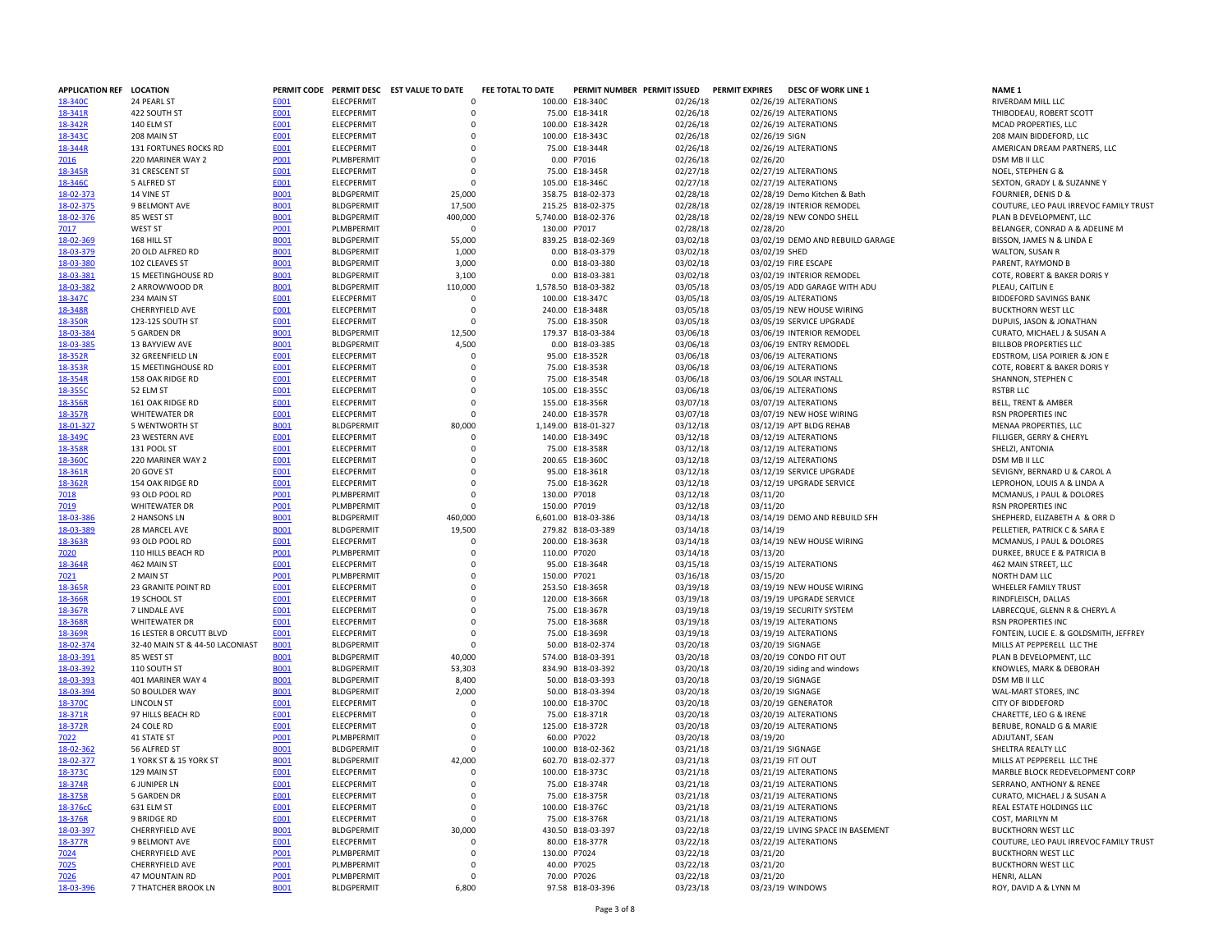| APPLICATION REF | LOCATION | PERMIT CODE | PERMIT DESC | EST VALUE TO DATE | FEE TOTAL TO DATE | PERMIT NUMBER | PERMIT ISSUED | PERMIT EXPIRES | DESC OF WORK LINE 1 | NAME 1 |
|---|---|---|---|---|---|---|---|---|---|---|
| 18-340C | 24 PEARL ST | E001 | ELECPERMIT | 0 | 100.00 | E18-340C | 02/26/18 | 02/26/19 | ALTERATIONS | RIVERDAM MILL LLC |
| 18-341R | 422 SOUTH ST | E001 | ELECPERMIT | 0 | 75.00 | E18-341R | 02/26/18 | 02/26/19 | ALTERATIONS | THIBODEAU, ROBERT SCOTT |
| 18-342R | 140 ELM ST | E001 | ELECPERMIT | 0 | 100.00 | E18-342R | 02/26/18 | 02/26/19 | ALTERATIONS | MCAD PROPERTIES, LLC |
| 18-343C | 208 MAIN ST | E001 | ELECPERMIT | 0 | 100.00 | E18-343C | 02/26/18 | 02/26/19 | SIGN | 208 MAIN BIDDEFORD, LLC |
| 18-344R | 131 FORTUNES ROCKS RD | E001 | ELECPERMIT | 0 | 75.00 | E18-344R | 02/26/18 | 02/26/19 | ALTERATIONS | AMERICAN DREAM PARTNERS, LLC |
| 7016 | 220 MARINER WAY 2 | P001 | PLMBPERMIT | 0 | 0.00 | P7016 | 02/26/18 | 02/26/20 | | DSM MB II LLC |
| 18-345R | 31 CRESCENT ST | E001 | ELECPERMIT | 0 | 75.00 | E18-345R | 02/27/18 | 02/27/19 | ALTERATIONS | NOEL, STEPHEN G & |
| 18-346C | 5 ALFRED ST | E001 | ELECPERMIT | 0 | 105.00 | E18-346C | 02/27/18 | 02/27/19 | ALTERATIONS | SEXTON, GRADY L & SUZANNE Y |
| 18-02-373 | 14 VINE ST | B001 | BLDGPERMIT | 25,000 | 358.75 | B18-02-373 | 02/28/18 | 02/28/19 | Demo Kitchen & Bath | FOURNIER, DENIS D & |
| 18-02-375 | 9 BELMONT AVE | B001 | BLDGPERMIT | 17,500 | 215.25 | B18-02-375 | 02/28/18 | 02/28/19 | INTERIOR REMODEL | COUTURE, LEO PAUL IRREVOC FAMILY TRUST |
| 18-02-376 | 85 WEST ST | B001 | BLDGPERMIT | 400,000 | 5,740.00 | B18-02-376 | 02/28/18 | 02/28/19 | NEW CONDO SHELL | PLAN B DEVELOPMENT, LLC |
| 7017 | WEST ST | P001 | PLMBPERMIT | 0 | 130.00 | P7017 | 02/28/18 | 02/28/20 | | BELANGER, CONRAD A & ADELINE M |
| 18-02-369 | 168 HILL ST | B001 | BLDGPERMIT | 55,000 | 839.25 | B18-02-369 | 03/02/18 | 03/02/19 | DEMO AND REBUILD GARAGE | BISSON, JAMES N & LINDA E |
| 18-03-379 | 20 OLD ALFRED RD | B001 | BLDGPERMIT | 1,000 | 0.00 | B18-03-379 | 03/02/18 | 03/02/19 | SHED | WALTON, SUSAN R |
| 18-03-380 | 102 CLEAVES ST | B001 | BLDGPERMIT | 3,000 | 0.00 | B18-03-380 | 03/02/18 | 03/02/19 | FIRE ESCAPE | PARENT, RAYMOND B |
| 18-03-381 | 15 MEETINGHOUSE RD | B001 | BLDGPERMIT | 3,100 | 0.00 | B18-03-381 | 03/02/18 | 03/02/19 | INTERIOR REMODEL | COTE, ROBERT & BAKER DORIS Y |
| 18-03-382 | 2 ARROWWOOD DR | B001 | BLDGPERMIT | 110,000 | 1,578.50 | B18-03-382 | 03/05/18 | 03/05/19 | ADD GARAGE WITH ADU | PLEAU, CAITLIN E |
| 18-347C | 234 MAIN ST | E001 | ELECPERMIT | 0 | 100.00 | E18-347C | 03/05/18 | 03/05/19 | ALTERATIONS | BIDDEFORD SAVINGS BANK |
| 18-348R | CHERRYFIELD AVE | E001 | ELECPERMIT | 0 | 240.00 | E18-348R | 03/05/18 | 03/05/19 | NEW HOUSE WIRING | BUCKTHORN WEST LLC |
| 18-350R | 123-125 SOUTH ST | E001 | ELECPERMIT | 0 | 75.00 | E18-350R | 03/05/18 | 03/05/19 | SERVICE UPGRADE | DUPUIS, JASON & JONATHAN |
| 18-03-384 | 5 GARDEN DR | B001 | BLDGPERMIT | 12,500 | 179.37 | B18-03-384 | 03/06/18 | 03/06/19 | INTERIOR REMODEL | CURATO, MICHAEL J & SUSAN A |
| 18-03-385 | 13 BAYVIEW AVE | B001 | BLDGPERMIT | 4,500 | 0.00 | B18-03-385 | 03/06/18 | 03/06/19 | ENTRY REMODEL | BILLBOB PROPERTIES LLC |
| 18-352R | 32 GREENFIELD LN | E001 | ELECPERMIT | 0 | 95.00 | E18-352R | 03/06/18 | 03/06/19 | ALTERATIONS | EDSTROM, LISA POIRIER & JON E |
| 18-353R | 15 MEETINGHOUSE RD | E001 | ELECPERMIT | 0 | 75.00 | E18-353R | 03/06/18 | 03/06/19 | ALTERATIONS | COTE, ROBERT & BAKER DORIS Y |
| 18-354R | 158 OAK RIDGE RD | E001 | ELECPERMIT | 0 | 75.00 | E18-354R | 03/06/18 | 03/06/19 | SOLAR INSTALL | SHANNON, STEPHEN C |
| 18-355C | 52 ELM ST | E001 | ELECPERMIT | 0 | 105.00 | E18-355C | 03/06/18 | 03/06/19 | ALTERATIONS | RSTBR LLC |
| 18-356R | 161 OAK RIDGE RD | E001 | ELECPERMIT | 0 | 155.00 | E18-356R | 03/07/18 | 03/07/19 | ALTERATIONS | BELL, TRENT & AMBER |
| 18-357R | WHITEWATER DR | E001 | ELECPERMIT | 0 | 240.00 | E18-357R | 03/07/18 | 03/07/19 | NEW HOSE WIRING | RSN PROPERTIES INC |
| 18-01-327 | 5 WENTWORTH ST | B001 | BLDGPERMIT | 80,000 | 1,149.00 | B18-01-327 | 03/12/18 | 03/12/19 | APT BLDG REHAB | MENAA PROPERTIES, LLC |
| 18-349C | 23 WESTERN AVE | E001 | ELECPERMIT | 0 | 140.00 | E18-349C | 03/12/18 | 03/12/19 | ALTERATIONS | FILLIGER, GERRY & CHERYL |
| 18-358R | 131 POOL ST | E001 | ELECPERMIT | 0 | 75.00 | E18-358R | 03/12/18 | 03/12/19 | ALTERATIONS | SHELZI, ANTONIA |
| 18-360C | 220 MARINER WAY 2 | E001 | ELECPERMIT | 0 | 200.65 | E18-360C | 03/12/18 | 03/12/19 | ALTERATIONS | DSM MB II LLC |
| 18-361R | 20 GOVE ST | E001 | ELECPERMIT | 0 | 95.00 | E18-361R | 03/12/18 | 03/12/19 | SERVICE UPGRADE | SEVIGNY, BERNARD U & CAROL A |
| 18-362R | 154 OAK RIDGE RD | E001 | ELECPERMIT | 0 | 75.00 | E18-362R | 03/12/18 | 03/12/19 | UPGRADE SERVICE | LEPROHON, LOUIS A & LINDA A |
| 7018 | 93 OLD POOL RD | P001 | PLMBPERMIT | 0 | 130.00 | P7018 | 03/12/18 | 03/11/20 | | MCMANUS, J PAUL & DOLORES |
| 7019 | WHITEWATER DR | P001 | PLMBPERMIT | 0 | 150.00 | P7019 | 03/12/18 | 03/11/20 | | RSN PROPERTIES INC |
| 18-03-386 | 2 HANSONS LN | B001 | BLDGPERMIT | 460,000 | 6,601.00 | B18-03-386 | 03/14/18 | 03/14/19 | DEMO AND REBUILD SFH | SHEPHERD, ELIZABETH A & ORR D |
| 18-03-389 | 28 MARCEL AVE | B001 | BLDGPERMIT | 19,500 | 279.82 | B18-03-389 | 03/14/18 | 03/14/19 | | PELLETIER, PATRICK C & SARA E |
| 18-363R | 93 OLD POOL RD | E001 | ELECPERMIT | 0 | 200.00 | E18-363R | 03/14/18 | 03/14/19 | NEW HOUSE WIRING | MCMANUS, J PAUL & DOLORES |
| 7020 | 110 HILLS BEACH RD | P001 | PLMBPERMIT | 0 | 110.00 | P7020 | 03/14/18 | 03/13/20 | | DURKEE, BRUCE E & PATRICIA B |
| 18-364R | 462 MAIN ST | E001 | ELECPERMIT | 0 | 95.00 | E18-364R | 03/15/18 | 03/15/19 | ALTERATIONS | 462 MAIN STREET, LLC |
| 7021 | 2 MAIN ST | P001 | PLMBPERMIT | 0 | 150.00 | P7021 | 03/16/18 | 03/15/20 | | NORTH DAM LLC |
| 18-365R | 23 GRANITE POINT RD | E001 | ELECPERMIT | 0 | 253.50 | E18-365R | 03/19/18 | 03/19/19 | NEW HOUSE WIRING | WHEELER FAMILY TRUST |
| 18-366R | 19 SCHOOL ST | E001 | ELECPERMIT | 0 | 120.00 | E18-366R | 03/19/18 | 03/19/19 | UPGRADE SERVICE | RINDFLEISCH, DALLAS |
| 18-367R | 7 LINDALE AVE | E001 | ELECPERMIT | 0 | 75.00 | E18-367R | 03/19/18 | 03/19/19 | SECURITY SYSTEM | LABRECQUE, GLENN R & CHERYL A |
| 18-368R | WHITEWATER DR | E001 | ELECPERMIT | 0 | 75.00 | E18-368R | 03/19/18 | 03/19/19 | ALTERATIONS | RSN PROPERTIES INC |
| 18-369R | 16 LESTER B ORCUTT BLVD | E001 | ELECPERMIT | 0 | 75.00 | E18-369R | 03/19/18 | 03/19/19 | ALTERATIONS | FONTEIN, LUCIE E. & GOLDSMITH, JEFFREY |
| 18-02-374 | 32-40 MAIN ST & 44-50 LACONIAST | B001 | BLDGPERMIT | 0 | 50.00 | B18-02-374 | 03/20/18 | 03/20/19 | SIGNAGE | MILLS AT PEPPERELL LLC THE |
| 18-03-391 | 85 WEST ST | B001 | BLDGPERMIT | 40,000 | 574.00 | B18-03-391 | 03/20/18 | 03/20/19 | CONDO FIT OUT | PLAN B DEVELOPMENT, LLC |
| 18-03-392 | 110 SOUTH ST | B001 | BLDGPERMIT | 53,303 | 834.90 | B18-03-392 | 03/20/18 | 03/20/19 | siding and windows | KNOWLES, MARK & DEBORAH |
| 18-03-393 | 401 MARINER WAY 4 | B001 | BLDGPERMIT | 8,400 | 50.00 | B18-03-393 | 03/20/18 | 03/20/19 | SIGNAGE | DSM MB II LLC |
| 18-03-394 | 50 BOULDER WAY | B001 | BLDGPERMIT | 2,000 | 50.00 | B18-03-394 | 03/20/18 | 03/20/19 | SIGNAGE | WAL-MART STORES, INC |
| 18-370C | LINCOLN ST | E001 | ELECPERMIT | 0 | 100.00 | E18-370C | 03/20/18 | 03/20/19 | GENERATOR | CITY OF BIDDEFORD |
| 18-371R | 97 HILLS BEACH RD | E001 | ELECPERMIT | 0 | 75.00 | E18-371R | 03/20/18 | 03/20/19 | ALTERATIONS | CHARETTE, LEO G & IRENE |
| 18-372R | 24 COLE RD | E001 | ELECPERMIT | 0 | 125.00 | E18-372R | 03/20/18 | 03/20/19 | ALTERATIONS | BERUBE, RONALD G & MARIE |
| 7022 | 41 STATE ST | P001 | PLMBPERMIT | 0 | 60.00 | P7022 | 03/20/18 | 03/19/20 | | ADJUTANT, SEAN |
| 18-02-362 | 56 ALFRED ST | B001 | BLDGPERMIT | 0 | 100.00 | B18-02-362 | 03/21/18 | 03/21/19 | SIGNAGE | SHELTRA REALTY LLC |
| 18-02-377 | 1 YORK ST & 15 YORK ST | B001 | BLDGPERMIT | 42,000 | 602.70 | B18-02-377 | 03/21/18 | 03/21/19 | FIT OUT | MILLS AT PEPPERELL LLC THE |
| 18-373C | 129 MAIN ST | E001 | ELECPERMIT | 0 | 100.00 | E18-373C | 03/21/18 | 03/21/19 | ALTERATIONS | MARBLE BLOCK REDEVELOPMENT CORP |
| 18-374R | 6 JUNIPER LN | E001 | ELECPERMIT | 0 | 75.00 | E18-374R | 03/21/18 | 03/21/19 | ALTERATIONS | SERRANO, ANTHONY & RENEE |
| 18-375R | 5 GARDEN DR | E001 | ELECPERMIT | 0 | 75.00 | E18-375R | 03/21/18 | 03/21/19 | ALTERATIONS | CURATO, MICHAEL J & SUSAN A |
| 18-376cC | 631 ELM ST | E001 | ELECPERMIT | 0 | 100.00 | E18-376C | 03/21/18 | 03/21/19 | ALTERATIONS | REAL ESTATE HOLDINGS LLC |
| 18-376R | 9 BRIDGE RD | E001 | ELECPERMIT | 0 | 75.00 | E18-376R | 03/21/18 | 03/21/19 | ALTERATIONS | COST, MARILYN M |
| 18-03-397 | CHERRYFIELD AVE | B001 | BLDGPERMIT | 30,000 | 430.50 | B18-03-397 | 03/22/18 | 03/22/19 | LIVING SPACE IN BASEMENT | BUCKTHORN WEST LLC |
| 18-377R | 9 BELMONT AVE | E001 | ELECPERMIT | 0 | 80.00 | E18-377R | 03/22/18 | 03/22/19 | ALTERATIONS | COUTURE, LEO PAUL IRREVOC FAMILY TRUST |
| 7024 | CHERRYFIELD AVE | P001 | PLMBPERMIT | 0 | 130.00 | P7024 | 03/22/18 | 03/21/20 | | BUCKTHORN WEST LLC |
| 7025 | CHERRYFIELD AVE | P001 | PLMBPERMIT | 0 | 40.00 | P7025 | 03/22/18 | 03/21/20 | | BUCKTHORN WEST LLC |
| 7026 | 47 MOUNTAIN RD | P001 | PLMBPERMIT | 0 | 70.00 | P7026 | 03/22/18 | 03/21/20 | | HENRI, ALLAN |
| 18-03-396 | 7 THATCHER BROOK LN | B001 | BLDGPERMIT | 6,800 | 97.58 | B18-03-396 | 03/23/18 | 03/23/19 | WINDOWS | ROY, DAVID A & LYNN M |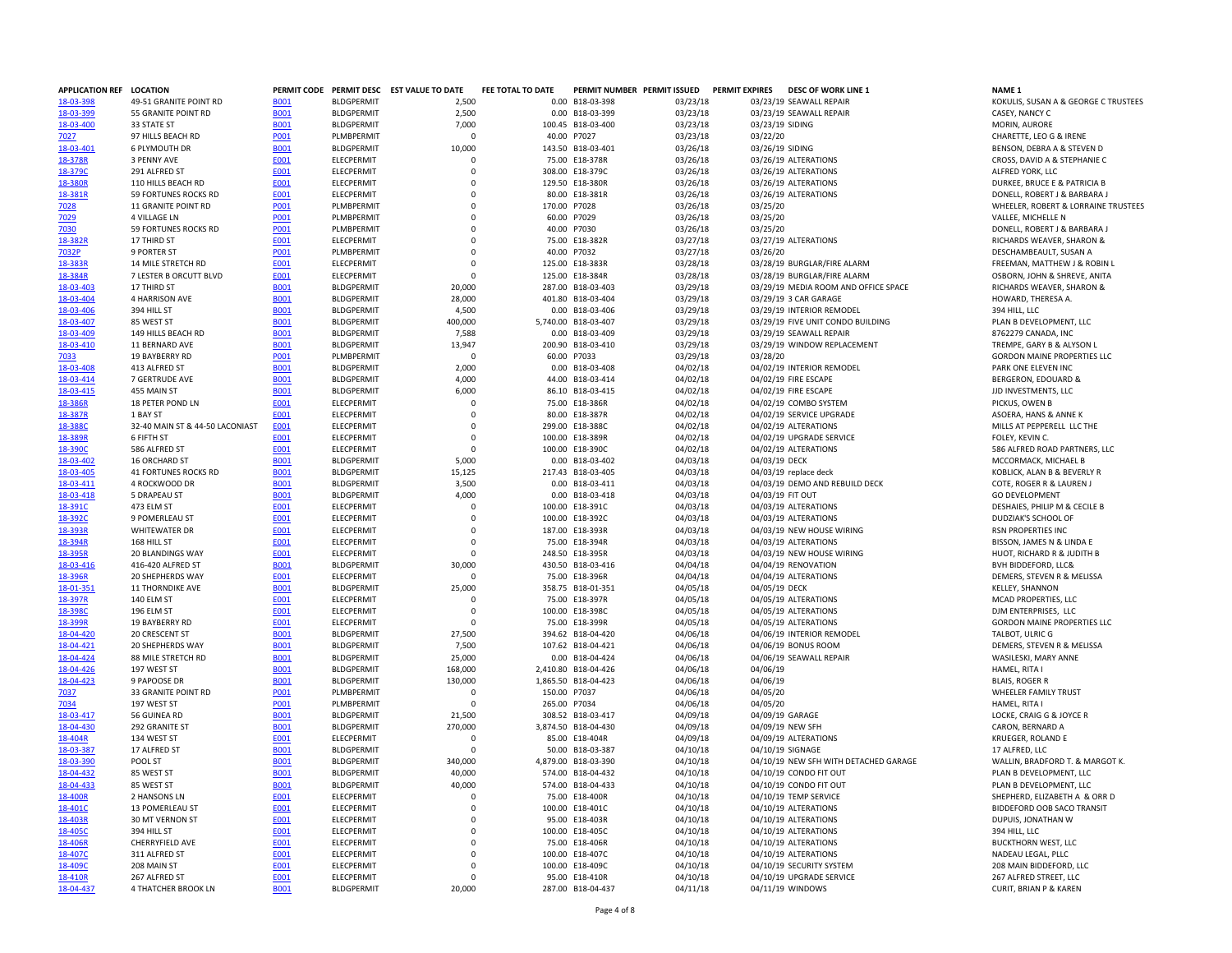| APPLICATION REF | LOCATION | PERMIT CODE | PERMIT DESC | EST VALUE TO DATE | FEE TOTAL TO DATE | PERMIT NUMBER | PERMIT ISSUED | PERMIT EXPIRES | DESC OF WORK LINE 1 | NAME 1 |
|---|---|---|---|---|---|---|---|---|---|---|
| 18-03-398 | 49-51 GRANITE POINT RD | B001 | BLDGPERMIT | 2,500 | 0.00 | B18-03-398 | 03/23/18 | 03/23/19 | SEAWALL REPAIR | KOKULIS, SUSAN A & GEORGE C TRUSTEES |
| 18-03-399 | 55 GRANITE POINT RD | B001 | BLDGPERMIT | 2,500 | 0.00 | B18-03-399 | 03/23/18 | 03/23/19 | SEAWALL REPAIR | CASEY, NANCY C |
| 18-03-400 | 33 STATE ST | B001 | BLDGPERMIT | 7,000 | 100.45 | B18-03-400 | 03/23/18 | 03/23/19 | SIDING | MORIN, AURORE |
| 7027 | 97 HILLS BEACH RD | P001 | PLMBPERMIT | 0 | 40.00 | P7027 | 03/23/18 | 03/22/20 | | CHARETTE, LEO G & IRENE |
| 18-03-401 | 6 PLYMOUTH DR | B001 | BLDGPERMIT | 10,000 | 143.50 | B18-03-401 | 03/26/18 | 03/26/19 | SIDING | BENSON, DEBRA A & STEVEN D |
| 18-378R | 3 PENNY AVE | E001 | ELECPERMIT | 0 | 75.00 | E18-378R | 03/26/18 | 03/26/19 | ALTERATIONS | CROSS, DAVID A & STEPHANIE C |
| 18-379C | 291 ALFRED ST | E001 | ELECPERMIT | 0 | 308.00 | E18-379C | 03/26/18 | 03/26/19 | ALTERATIONS | ALFRED YORK, LLC |
| 18-380R | 110 HILLS BEACH RD | E001 | ELECPERMIT | 0 | 129.50 | E18-380R | 03/26/18 | 03/26/19 | ALTERATIONS | DURKEE, BRUCE E & PATRICIA B |
| 18-381R | 59 FORTUNES ROCKS RD | E001 | ELECPERMIT | 0 | 80.00 | E18-381R | 03/26/18 | 03/26/19 | ALTERATIONS | DONELL, ROBERT J & BARBARA J |
| 7028 | 11 GRANITE POINT RD | P001 | PLMBPERMIT | 0 | 170.00 | P7028 | 03/26/18 | 03/25/20 | | WHEELER, ROBERT & LORRAINE TRUSTEES |
| 7029 | 4 VILLAGE LN | P001 | PLMBPERMIT | 0 | 60.00 | P7029 | 03/26/18 | 03/25/20 | | VALLEE, MICHELLE N |
| 7030 | 59 FORTUNES ROCKS RD | P001 | PLMBPERMIT | 0 | 40.00 | P7030 | 03/26/18 | 03/25/20 | | DONELL, ROBERT J & BARBARA J |
| 18-382R | 17 THIRD ST | E001 | ELECPERMIT | 0 | 75.00 | E18-382R | 03/27/18 | 03/27/19 | ALTERATIONS | RICHARDS WEAVER, SHARON & |
| 7032P | 9 PORTER ST | P001 | PLMBPERMIT | 0 | 40.00 | P7032 | 03/27/18 | 03/26/20 | | DESCHAMBEAULT, SUSAN A |
| 18-383R | 14 MILE STRETCH RD | E001 | ELECPERMIT | 0 | 125.00 | E18-383R | 03/28/18 | 03/28/19 | BURGLAR/FIRE ALARM | FREEMAN, MATTHEW J & ROBIN L |
| 18-384R | 7 LESTER B ORCUTT BLVD | E001 | ELECPERMIT | 0 | 125.00 | E18-384R | 03/28/18 | 03/28/19 | BURGLAR/FIRE ALARM | OSBORN, JOHN & SHREVE, ANITA |
| 18-03-403 | 17 THIRD ST | B001 | BLDGPERMIT | 20,000 | 287.00 | B18-03-403 | 03/29/18 | 03/29/19 | MEDIA ROOM AND OFFICE SPACE | RICHARDS WEAVER, SHARON & |
| 18-03-404 | 4 HARRISON AVE | B001 | BLDGPERMIT | 28,000 | 401.80 | B18-03-404 | 03/29/18 | 03/29/19 | 3 CAR GARAGE | HOWARD, THERESA A. |
| 18-03-406 | 394 HILL ST | B001 | BLDGPERMIT | 4,500 | 0.00 | B18-03-406 | 03/29/18 | 03/29/19 | INTERIOR REMODEL | 394 HILL, LLC |
| 18-03-407 | 85 WEST ST | B001 | BLDGPERMIT | 400,000 | 5,740.00 | B18-03-407 | 03/29/18 | 03/29/19 | FIVE UNIT CONDO BUILDING | PLAN B DEVELOPMENT, LLC |
| 18-03-409 | 149 HILLS BEACH RD | B001 | BLDGPERMIT | 7,588 | 0.00 | B18-03-409 | 03/29/18 | 03/29/19 | SEAWALL REPAIR | 8762279 CANADA, INC |
| 18-03-410 | 11 BERNARD AVE | B001 | BLDGPERMIT | 13,947 | 200.90 | B18-03-410 | 03/29/18 | 03/29/19 | WINDOW REPLACEMENT | TREMPE, GARY B & ALYSON L |
| 7033 | 19 BAYBERRY RD | P001 | PLMBPERMIT | 0 | 60.00 | P7033 | 03/29/18 | 03/28/20 | | GORDON MAINE PROPERTIES LLC |
| 18-03-408 | 413 ALFRED ST | B001 | BLDGPERMIT | 2,000 | 0.00 | B18-03-408 | 04/02/18 | 04/02/19 | INTERIOR REMODEL | PARK ONE ELEVEN INC |
| 18-03-414 | 7 GERTRUDE AVE | B001 | BLDGPERMIT | 4,000 | 44.00 | B18-03-414 | 04/02/18 | 04/02/19 | FIRE ESCAPE | BERGERON, EDOUARD & |
| 18-03-415 | 455 MAIN ST | B001 | BLDGPERMIT | 6,000 | 86.10 | B18-03-415 | 04/02/18 | 04/02/19 | FIRE ESCAPE | JJD INVESTMENTS, LLC |
| 18-386R | 18 PETER POND LN | E001 | ELECPERMIT | 0 | 75.00 | E18-386R | 04/02/18 | 04/02/19 | COMBO SYSTEM | PICKUS, OWEN B |
| 18-387R | 1 BAY ST | E001 | ELECPERMIT | 0 | 80.00 | E18-387R | 04/02/18 | 04/02/19 | SERVICE UPGRADE | ASOERA, HANS & ANNE K |
| 18-388C | 32-40 MAIN ST & 44-50 LACONIAST | E001 | ELECPERMIT | 0 | 299.00 | E18-388C | 04/02/18 | 04/02/19 | ALTERATIONS | MILLS AT PEPPERELL LLC THE |
| 18-389R | 6 FIFTH ST | E001 | ELECPERMIT | 0 | 100.00 | E18-389R | 04/02/18 | 04/02/19 | UPGRADE SERVICE | FOLEY, KEVIN C. |
| 18-390C | 586 ALFRED ST | E001 | ELECPERMIT | 0 | 100.00 | E18-390C | 04/02/18 | 04/02/19 | ALTERATIONS | 586 ALFRED ROAD PARTNERS, LLC |
| 18-03-402 | 16 ORCHARD ST | B001 | BLDGPERMIT | 5,000 | 0.00 | B18-03-402 | 04/03/18 | 04/03/19 | DECK | MCCORMACK, MICHAEL B |
| 18-03-405 | 41 FORTUNES ROCKS RD | B001 | BLDGPERMIT | 15,125 | 217.43 | B18-03-405 | 04/03/18 | 04/03/19 | replace deck | KOBLICK, ALAN B & BEVERLY R |
| 18-03-411 | 4 ROCKWOOD DR | B001 | BLDGPERMIT | 3,500 | 0.00 | B18-03-411 | 04/03/18 | 04/03/19 | DEMO AND REBUILD DECK | COTE, ROGER R & LAUREN J |
| 18-03-418 | 5 DRAPEAU ST | B001 | BLDGPERMIT | 4,000 | 0.00 | B18-03-418 | 04/03/18 | 04/03/19 | FIT OUT | GO DEVELOPMENT |
| 18-391C | 473 ELM ST | E001 | ELECPERMIT | 0 | 100.00 | E18-391C | 04/03/18 | 04/03/19 | ALTERATIONS | DESHAIES, PHILIP M & CECILE B |
| 18-392C | 9 POMERLEAU ST | E001 | ELECPERMIT | 0 | 100.00 | E18-392C | 04/03/18 | 04/03/19 | ALTERATIONS | DUDZIAK'S SCHOOL OF |
| 18-393R | WHITEWATER DR | E001 | ELECPERMIT | 0 | 187.00 | E18-393R | 04/03/18 | 04/03/19 | NEW HOUSE WIRING | RSN PROPERTIES INC |
| 18-394R | 168 HILL ST | E001 | ELECPERMIT | 0 | 75.00 | E18-394R | 04/03/18 | 04/03/19 | ALTERATIONS | BISSON, JAMES N & LINDA E |
| 18-395R | 20 BLANDINGS WAY | E001 | ELECPERMIT | 0 | 248.50 | E18-395R | 04/03/18 | 04/03/19 | NEW HOUSE WIRING | HUOT, RICHARD R & JUDITH B |
| 18-03-416 | 416-420 ALFRED ST | B001 | BLDGPERMIT | 30,000 | 430.50 | B18-03-416 | 04/04/18 | 04/04/19 | RENOVATION | BVH BIDDEFORD, LLC& |
| 18-396R | 20 SHEPHERDS WAY | E001 | ELECPERMIT | 0 | 75.00 | E18-396R | 04/04/18 | 04/04/19 | ALTERATIONS | DEMERS, STEVEN R & MELISSA |
| 18-01-351 | 11 THORNDIKE AVE | B001 | BLDGPERMIT | 25,000 | 358.75 | B18-01-351 | 04/05/18 | 04/05/19 | DECK | KELLEY, SHANNON |
| 18-397R | 140 ELM ST | E001 | ELECPERMIT | 0 | 75.00 | E18-397R | 04/05/18 | 04/05/19 | ALTERATIONS | MCAD PROPERTIES, LLC |
| 18-398C | 196 ELM ST | E001 | ELECPERMIT | 0 | 100.00 | E18-398C | 04/05/18 | 04/05/19 | ALTERATIONS | DJM ENTERPRISES, LLC |
| 18-399R | 19 BAYBERRY RD | E001 | ELECPERMIT | 0 | 75.00 | E18-399R | 04/05/18 | 04/05/19 | ALTERATIONS | GORDON MAINE PROPERTIES LLC |
| 18-04-420 | 20 CRESCENT ST | B001 | BLDGPERMIT | 27,500 | 394.62 | B18-04-420 | 04/06/18 | 04/06/19 | INTERIOR REMODEL | TALBOT, ULRIC G |
| 18-04-421 | 20 SHEPHERDS WAY | B001 | BLDGPERMIT | 7,500 | 107.62 | B18-04-421 | 04/06/18 | 04/06/19 | BONUS ROOM | DEMERS, STEVEN R & MELISSA |
| 18-04-424 | 88 MILE STRETCH RD | B001 | BLDGPERMIT | 25,000 | 0.00 | B18-04-424 | 04/06/18 | 04/06/19 | SEAWALL REPAIR | WASILESKI, MARY ANNE |
| 18-04-426 | 197 WEST ST | B001 | BLDGPERMIT | 168,000 | 2,410.80 | B18-04-426 | 04/06/18 | 04/06/19 | | HAMEL, RITA I |
| 18-04-423 | 9 PAPOOSE DR | B001 | BLDGPERMIT | 130,000 | 1,865.50 | B18-04-423 | 04/06/18 | 04/06/19 | | BLAIS, ROGER R |
| 7037 | 33 GRANITE POINT RD | P001 | PLMBPERMIT | 0 | 150.00 | P7037 | 04/06/18 | 04/05/20 | | WHEELER FAMILY TRUST |
| 7034 | 197 WEST ST | P001 | PLMBPERMIT | 0 | 265.00 | P7034 | 04/06/18 | 04/05/20 | | HAMEL, RITA I |
| 18-03-417 | 56 GUINEA RD | B001 | BLDGPERMIT | 21,500 | 308.52 | B18-03-417 | 04/09/18 | 04/09/19 | GARAGE | LOCKE, CRAIG G & JOYCE R |
| 18-04-430 | 292 GRANITE ST | B001 | BLDGPERMIT | 270,000 | 3,874.50 | B18-04-430 | 04/09/18 | 04/09/19 | NEW SFH | CARON, BERNARD A |
| 18-404R | 134 WEST ST | E001 | ELECPERMIT | 0 | 85.00 | E18-404R | 04/09/18 | 04/09/19 | ALTERATIONS | KRUEGER, ROLAND E |
| 18-03-387 | 17 ALFRED ST | B001 | BLDGPERMIT | 0 | 50.00 | B18-03-387 | 04/10/18 | 04/10/19 | SIGNAGE | 17 ALFRED, LLC |
| 18-03-390 | POOL ST | B001 | BLDGPERMIT | 340,000 | 4,879.00 | B18-03-390 | 04/10/18 | 04/10/19 | NEW SFH WITH DETACHED GARAGE | WALLIN, BRADFORD T. & MARGOT K. |
| 18-04-432 | 85 WEST ST | B001 | BLDGPERMIT | 40,000 | 574.00 | B18-04-432 | 04/10/18 | 04/10/19 | CONDO FIT OUT | PLAN B DEVELOPMENT, LLC |
| 18-04-433 | 85 WEST ST | B001 | BLDGPERMIT | 40,000 | 574.00 | B18-04-433 | 04/10/18 | 04/10/19 | CONDO FIT OUT | PLAN B DEVELOPMENT, LLC |
| 18-400R | 2 HANSONS LN | E001 | ELECPERMIT | 0 | 75.00 | E18-400R | 04/10/18 | 04/10/19 | TEMP SERVICE | SHEPHERD, ELIZABETH A & ORR D |
| 18-401C | 13 POMERLEAU ST | E001 | ELECPERMIT | 0 | 100.00 | E18-401C | 04/10/18 | 04/10/19 | ALTERATIONS | BIDDEFORD OOB SACO TRANSIT |
| 18-403R | 30 MT VERNON ST | E001 | ELECPERMIT | 0 | 95.00 | E18-403R | 04/10/18 | 04/10/19 | ALTERATIONS | DUPUIS, JONATHAN W |
| 18-405C | 394 HILL ST | E001 | ELECPERMIT | 0 | 100.00 | E18-405C | 04/10/18 | 04/10/19 | ALTERATIONS | 394 HILL, LLC |
| 18-406R | CHERRYFIELD AVE | E001 | ELECPERMIT | 0 | 75.00 | E18-406R | 04/10/18 | 04/10/19 | ALTERATIONS | BUCKTHORN WEST, LLC |
| 18-407C | 311 ALFRED ST | E001 | ELECPERMIT | 0 | 100.00 | E18-407C | 04/10/18 | 04/10/19 | ALTERATIONS | NADEAU LEGAL, PLLC |
| 18-409C | 208 MAIN ST | E001 | ELECPERMIT | 0 | 100.00 | E18-409C | 04/10/18 | 04/10/19 | SECURITY SYSTEM | 208 MAIN BIDDEFORD, LLC |
| 18-410R | 267 ALFRED ST | E001 | ELECPERMIT | 0 | 95.00 | E18-410R | 04/10/18 | 04/10/19 | UPGRADE SERVICE | 267 ALFRED STREET, LLC |
| 18-04-437 | 4 THATCHER BROOK LN | B001 | BLDGPERMIT | 20,000 | 287.00 | B18-04-437 | 04/11/18 | 04/11/19 | WINDOWS | CURIT, BRIAN P & KAREN |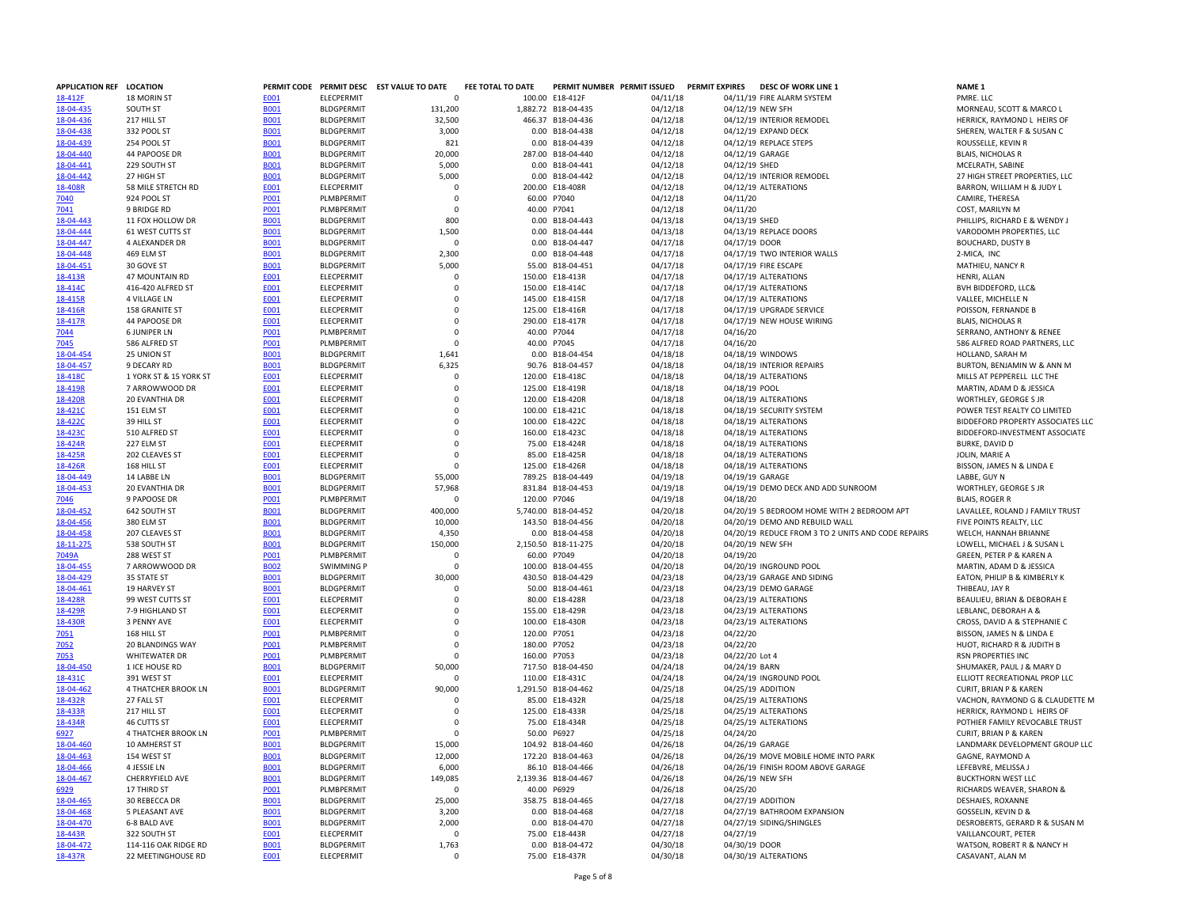| APPLICATION REF | LOCATION | PERMIT CODE | PERMIT DESC | EST VALUE TO DATE | FEE TOTAL TO DATE | PERMIT NUMBER | PERMIT ISSUED | PERMIT EXPIRES | DESC OF WORK LINE 1 | NAME 1 |
|---|---|---|---|---|---|---|---|---|---|---|
| 18-412F | 18 MORIN ST | E001 | ELECPERMIT | 0 | 100.00 | E18-412F | 04/11/18 | 04/11/19 | FIRE ALARM SYSTEM | PMRE. LLC |
| 18-04-435 | SOUTH ST | B001 | BLDGPERMIT | 131,200 | 1,882.72 | B18-04-435 | 04/12/18 | 04/12/19 | NEW SFH | MORNEAU, SCOTT & MARCO L |
| 18-04-436 | 217 HILL ST | B001 | BLDGPERMIT | 32,500 | 466.37 | B18-04-436 | 04/12/18 | 04/12/19 | INTERIOR REMODEL | HERRICK, RAYMOND L HEIRS OF |
| 18-04-438 | 332 POOL ST | B001 | BLDGPERMIT | 3,000 | 0.00 | B18-04-438 | 04/12/18 | 04/12/19 | EXPAND DECK | SHEREN, WALTER F & SUSAN C |
| 18-04-439 | 254 POOL ST | B001 | BLDGPERMIT | 821 | 0.00 | B18-04-439 | 04/12/18 | 04/12/19 | REPLACE STEPS | ROUSSELLE, KEVIN R |
| 18-04-440 | 44 PAPOOSE DR | B001 | BLDGPERMIT | 20,000 | 287.00 | B18-04-440 | 04/12/18 | 04/12/19 | GARAGE | BLAIS, NICHOLAS R |
| 18-04-441 | 229 SOUTH ST | B001 | BLDGPERMIT | 5,000 | 0.00 | B18-04-441 | 04/12/18 | 04/12/19 | SHED | MCELRATH, SABINE |
| 18-04-442 | 27 HIGH ST | B001 | BLDGPERMIT | 5,000 | 0.00 | B18-04-442 | 04/12/18 | 04/12/19 | INTERIOR REMODEL | 27 HIGH STREET PROPERTIES, LLC |
| 18-408R | 58 MILE STRETCH RD | E001 | ELECPERMIT | 0 | 200.00 | E18-408R | 04/12/18 | 04/12/19 | ALTERATIONS | BARRON, WILLIAM H & JUDY L |
| 7040 | 924 POOL ST | P001 | PLMBPERMIT | 0 | 60.00 | P7040 | 04/12/18 | 04/11/20 | | CAMIRE, THERESA |
| 7041 | 9 BRIDGE RD | P001 | PLMBPERMIT | 0 | 40.00 | P7041 | 04/12/18 | 04/11/20 | | COST, MARILYN M |
| 18-04-443 | 11 FOX HOLLOW DR | B001 | BLDGPERMIT | 800 | 0.00 | B18-04-443 | 04/13/18 | 04/13/19 | SHED | PHILLIPS, RICHARD E & WENDY J |
| 18-04-444 | 61 WEST CUTTS ST | B001 | BLDGPERMIT | 1,500 | 0.00 | B18-04-444 | 04/13/18 | 04/13/19 | REPLACE DOORS | VARODOMH PROPERTIES, LLC |
| 18-04-447 | 4 ALEXANDER DR | B001 | BLDGPERMIT | 0 | 0.00 | B18-04-447 | 04/17/18 | 04/17/19 | DOOR | BOUCHARD, DUSTY B |
| 18-04-448 | 469 ELM ST | B001 | BLDGPERMIT | 2,300 | 0.00 | B18-04-448 | 04/17/18 | 04/17/19 | TWO INTERIOR WALLS | 2-MICA, INC |
| 18-04-451 | 30 GOVE ST | B001 | BLDGPERMIT | 5,000 | 55.00 | B18-04-451 | 04/17/18 | 04/17/19 | FIRE ESCAPE | MATHIEU, NANCY R |
| 18-413R | 47 MOUNTAIN RD | E001 | ELECPERMIT | 0 | 150.00 | E18-413R | 04/17/18 | 04/17/19 | ALTERATIONS | HENRI, ALLAN |
| 18-414C | 416-420 ALFRED ST | E001 | ELECPERMIT | 0 | 150.00 | E18-414C | 04/17/18 | 04/17/19 | ALTERATIONS | BVH BIDDEFORD, LLC& |
| 18-415R | 4 VILLAGE LN | E001 | ELECPERMIT | 0 | 145.00 | E18-415R | 04/17/18 | 04/17/19 | ALTERATIONS | VALLEE, MICHELLE N |
| 18-416R | 158 GRANITE ST | E001 | ELECPERMIT | 0 | 125.00 | E18-416R | 04/17/18 | 04/17/19 | UPGRADE SERVICE | POISSON, FERNANDE B |
| 18-417R | 44 PAPOOSE DR | E001 | ELECPERMIT | 0 | 290.00 | E18-417R | 04/17/18 | 04/17/19 | NEW HOUSE WIRING | BLAIS, NICHOLAS R |
| 7044 | 6 JUNIPER LN | P001 | PLMBPERMIT | 0 | 40.00 | P7044 | 04/17/18 | 04/16/20 | | SERRANO, ANTHONY & RENEE |
| 7045 | 586 ALFRED ST | P001 | PLMBPERMIT | 0 | 40.00 | P7045 | 04/17/18 | 04/16/20 | | 586 ALFRED ROAD PARTNERS, LLC |
| 18-04-454 | 25 UNION ST | B001 | BLDGPERMIT | 1,641 | 0.00 | B18-04-454 | 04/18/18 | 04/18/19 | WINDOWS | HOLLAND, SARAH M |
| 18-04-457 | 9 DECARY RD | B001 | BLDGPERMIT | 6,325 | 90.76 | B18-04-457 | 04/18/18 | 04/18/19 | INTERIOR REPAIRS | BURTON, BENJAMIN W & ANN M |
| 18-418C | 1 YORK ST & 15 YORK ST | E001 | ELECPERMIT | 0 | 120.00 | E18-418C | 04/18/18 | 04/18/19 | ALTERATIONS | MILLS AT PEPPERELL LLC THE |
| 18-419R | 7 ARROWWOOD DR | E001 | ELECPERMIT | 0 | 125.00 | E18-419R | 04/18/18 | 04/18/19 | POOL | MARTIN, ADAM D & JESSICA |
| 18-420R | 20 EVANTHIA DR | E001 | ELECPERMIT | 0 | 120.00 | E18-420R | 04/18/18 | 04/18/19 | ALTERATIONS | WORTHLEY, GEORGE S JR |
| 18-421C | 151 ELM ST | E001 | ELECPERMIT | 0 | 100.00 | E18-421C | 04/18/18 | 04/18/19 | SECURITY SYSTEM | POWER TEST REALTY CO LIMITED |
| 18-422C | 39 HILL ST | E001 | ELECPERMIT | 0 | 100.00 | E18-422C | 04/18/18 | 04/18/19 | ALTERATIONS | BIDDEFORD PROPERTY ASSOCIATES LLC |
| 18-423C | 510 ALFRED ST | E001 | ELECPERMIT | 0 | 160.00 | E18-423C | 04/18/18 | 04/18/19 | ALTERATIONS | BIDDEFORD-INVESTMENT ASSOCIATE |
| 18-424R | 227 ELM ST | E001 | ELECPERMIT | 0 | 75.00 | E18-424R | 04/18/18 | 04/18/19 | ALTERATIONS | BURKE, DAVID D |
| 18-425R | 202 CLEAVES ST | E001 | ELECPERMIT | 0 | 85.00 | E18-425R | 04/18/18 | 04/18/19 | ALTERATIONS | JOLIN, MARIE A |
| 18-426R | 168 HILL ST | E001 | ELECPERMIT | 0 | 125.00 | E18-426R | 04/18/18 | 04/18/19 | ALTERATIONS | BISSON, JAMES N & LINDA E |
| 18-04-449 | 14 LABBE LN | B001 | BLDGPERMIT | 55,000 | 789.25 | B18-04-449 | 04/19/18 | 04/19/19 | GARAGE | LABBE, GUY N |
| 18-04-453 | 20 EVANTHIA DR | B001 | BLDGPERMIT | 57,968 | 831.84 | B18-04-453 | 04/19/18 | 04/19/19 | DEMO DECK AND ADD SUNROOM | WORTHLEY, GEORGE S JR |
| 7046 | 9 PAPOOSE DR | P001 | PLMBPERMIT | 0 | 120.00 | P7046 | 04/19/18 | 04/18/20 | | BLAIS, ROGER R |
| 18-04-452 | 642 SOUTH ST | B001 | BLDGPERMIT | 400,000 | 5,740.00 | B18-04-452 | 04/20/18 | 04/20/19 | 5 BEDROOM HOME WITH 2 BEDROOM APT | LAVALLEE, ROLAND J FAMILY TRUST |
| 18-04-456 | 380 ELM ST | B001 | BLDGPERMIT | 10,000 | 143.50 | B18-04-456 | 04/20/18 | 04/20/19 | DEMO AND REBUILD WALL | FIVE POINTS REALTY, LLC |
| 18-04-458 | 207 CLEAVES ST | B001 | BLDGPERMIT | 4,350 | 0.00 | B18-04-458 | 04/20/18 | 04/20/19 | REDUCE FROM 3 TO 2 UNITS AND CODE REPAIRS | WELCH, HANNAH BRIANNE |
| 18-11-275 | 538 SOUTH ST | B001 | BLDGPERMIT | 150,000 | 2,150.50 | B18-11-275 | 04/20/18 | 04/20/19 | NEW SFH | LOWELL, MICHAEL J & SUSAN L |
| 7049A | 288 WEST ST | P001 | PLMBPERMIT | 0 | 60.00 | P7049 | 04/20/18 | 04/19/20 | | GREEN, PETER P & KAREN A |
| 18-04-455 | 7 ARROWWOOD DR | B002 | SWIMMING P | 0 | 100.00 | B18-04-455 | 04/20/18 | 04/20/19 | INGROUND POOL | MARTIN, ADAM D & JESSICA |
| 18-04-429 | 35 STATE ST | B001 | BLDGPERMIT | 30,000 | 430.50 | B18-04-429 | 04/23/18 | 04/23/19 | GARAGE AND SIDING | EATON, PHILIP B & KIMBERLY K |
| 18-04-461 | 19 HARVEY ST | B001 | BLDGPERMIT | 0 | 50.00 | B18-04-461 | 04/23/18 | 04/23/19 | DEMO GARAGE | THIBEAU, JAY R |
| 18-428R | 99 WEST CUTTS ST | E001 | ELECPERMIT | 0 | 80.00 | E18-428R | 04/23/18 | 04/23/19 | ALTERATIONS | BEAULIEU, BRIAN & DEBORAH E |
| 18-429R | 7-9 HIGHLAND ST | E001 | ELECPERMIT | 0 | 155.00 | E18-429R | 04/23/18 | 04/23/19 | ALTERATIONS | LEBLANC, DEBORAH A & |
| 18-430R | 3 PENNY AVE | E001 | ELECPERMIT | 0 | 100.00 | E18-430R | 04/23/18 | 04/23/19 | ALTERATIONS | CROSS, DAVID A & STEPHANIE C |
| 7051 | 168 HILL ST | P001 | PLMBPERMIT | 0 | 120.00 | P7051 | 04/23/18 | 04/22/20 | | BISSON, JAMES N & LINDA E |
| 7052 | 20 BLANDINGS WAY | P001 | PLMBPERMIT | 0 | 180.00 | P7052 | 04/23/18 | 04/22/20 | | HUOT, RICHARD R & JUDITH B |
| 7053 | WHITEWATER DR | P001 | PLMBPERMIT | 0 | 160.00 | P7053 | 04/23/18 | 04/22/20 | Lot 4 | RSN PROPERTIES INC |
| 18-04-450 | 1 ICE HOUSE RD | B001 | BLDGPERMIT | 50,000 | 717.50 | B18-04-450 | 04/24/18 | 04/24/19 | BARN | SHUMAKER, PAUL J & MARY D |
| 18-431C | 391 WEST ST | E001 | ELECPERMIT | 0 | 110.00 | E18-431C | 04/24/18 | 04/24/19 | INGROUND POOL | ELLIOTT RECREATIONAL PROP LLC |
| 18-04-462 | 4 THATCHER BROOK LN | B001 | BLDGPERMIT | 90,000 | 1,291.50 | B18-04-462 | 04/25/18 | 04/25/19 | ADDITION | CURIT, BRIAN P & KAREN |
| 18-432R | 27 FALL ST | E001 | ELECPERMIT | 0 | 85.00 | E18-432R | 04/25/18 | 04/25/19 | ALTERATIONS | VACHON, RAYMOND G & CLAUDETTE M |
| 18-433R | 217 HILL ST | E001 | ELECPERMIT | 0 | 125.00 | E18-433R | 04/25/18 | 04/25/19 | ALTERATIONS | HERRICK, RAYMOND L HEIRS OF |
| 18-434R | 46 CUTTS ST | E001 | ELECPERMIT | 0 | 75.00 | E18-434R | 04/25/18 | 04/25/19 | ALTERATIONS | POTHIER FAMILY REVOCABLE TRUST |
| 6927 | 4 THATCHER BROOK LN | P001 | PLMBPERMIT | 0 | 50.00 | P6927 | 04/25/18 | 04/24/20 | | CURIT, BRIAN P & KAREN |
| 18-04-460 | 10 AMHERST ST | B001 | BLDGPERMIT | 15,000 | 104.92 | B18-04-460 | 04/26/18 | 04/26/19 | GARAGE | LANDMARK DEVELOPMENT GROUP LLC |
| 18-04-463 | 154 WEST ST | B001 | BLDGPERMIT | 12,000 | 172.20 | B18-04-463 | 04/26/18 | 04/26/19 | MOVE MOBILE HOME INTO PARK | GAGNE, RAYMOND A |
| 18-04-466 | 4 JESSIE LN | B001 | BLDGPERMIT | 6,000 | 86.10 | B18-04-466 | 04/26/18 | 04/26/19 | FINISH ROOM ABOVE GARAGE | LEFEBVRE, MELISSA J |
| 18-04-467 | CHERRYFIELD AVE | B001 | BLDGPERMIT | 149,085 | 2,139.36 | B18-04-467 | 04/26/18 | 04/26/19 | NEW SFH | BUCKTHORN WEST LLC |
| 6929 | 17 THIRD ST | P001 | PLMBPERMIT | 0 | 40.00 | P6929 | 04/26/18 | 04/25/20 | | RICHARDS WEAVER, SHARON & |
| 18-04-465 | 30 REBECCA DR | B001 | BLDGPERMIT | 25,000 | 358.75 | B18-04-465 | 04/27/18 | 04/27/19 | ADDITION | DESHAIES, ROXANNE |
| 18-04-468 | 5 PLEASANT AVE | B001 | BLDGPERMIT | 3,200 | 0.00 | B18-04-468 | 04/27/18 | 04/27/19 | BATHROOM EXPANSION | GOSSELIN, KEVIN D & |
| 18-04-470 | 6-8 BALD AVE | B001 | BLDGPERMIT | 2,000 | 0.00 | B18-04-470 | 04/27/18 | 04/27/19 | SIDING/SHINGLES | DESROBERTS, GERARD R & SUSAN M |
| 18-443R | 322 SOUTH ST | E001 | ELECPERMIT | 0 | 75.00 | E18-443R | 04/27/18 | 04/27/19 | | VAILLANCOURT, PETER |
| 18-04-472 | 114-116 OAK RIDGE RD | B001 | BLDGPERMIT | 1,763 | 0.00 | B18-04-472 | 04/30/18 | 04/30/19 | DOOR | WATSON, ROBERT R & NANCY H |
| 18-437R | 22 MEETINGHOUSE RD | E001 | ELECPERMIT | 0 | 75.00 | E18-437R | 04/30/18 | 04/30/19 | ALTERATIONS | CASAVANT, ALAN M |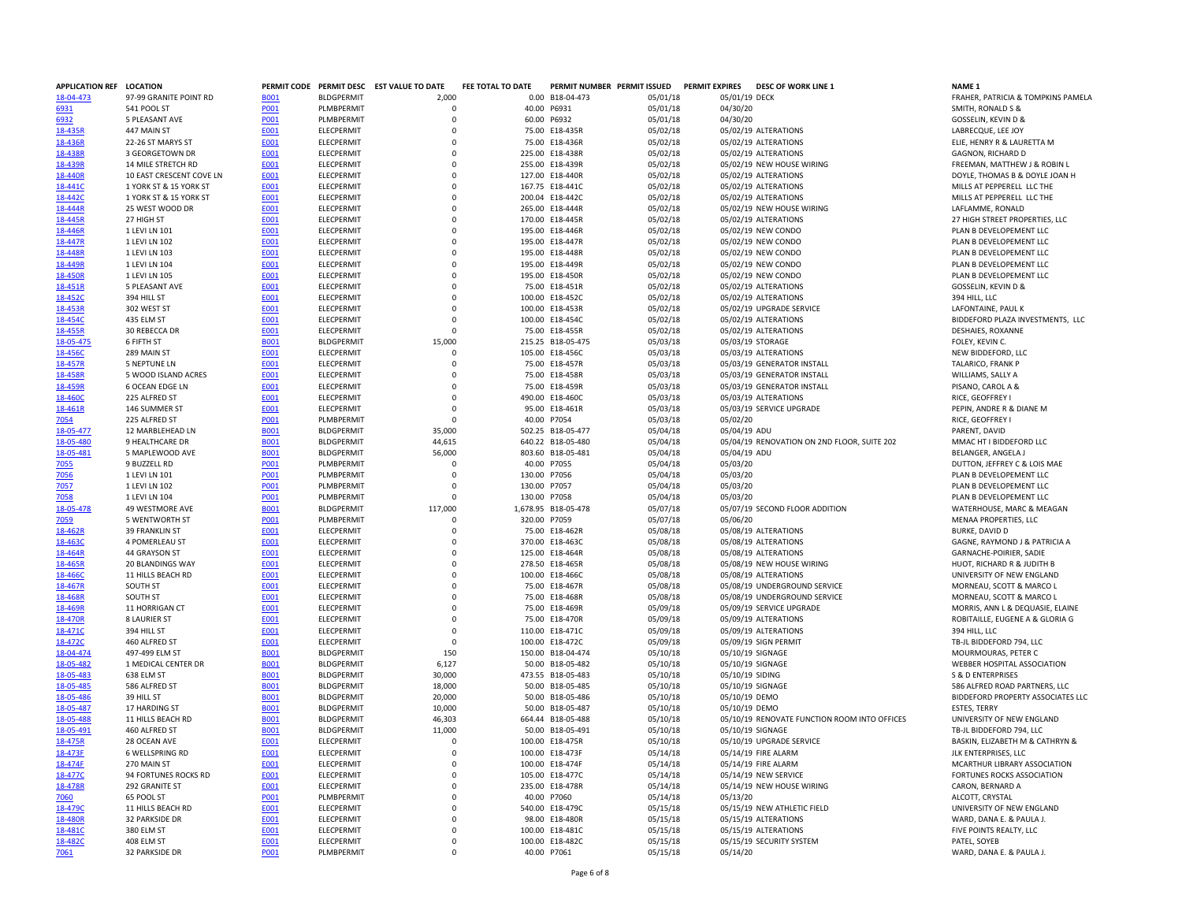| APPLICATION REF | LOCATION | PERMIT CODE | PERMIT DESC | EST VALUE TO DATE | FEE TOTAL TO DATE | PERMIT NUMBER | PERMIT ISSUED | PERMIT EXPIRES | DESC OF WORK LINE 1 | NAME 1 |
|---|---|---|---|---|---|---|---|---|---|---|
| 18-04-473 | 97-99 GRANITE POINT RD | B001 | BLDGPERMIT | 2,000 | 0.00 | B18-04-473 | 05/01/18 | 05/01/19 | DECK | FRAHER, PATRICIA & TOMPKINS PAMELA |
| 6931 | 541 POOL ST | P001 | PLMBPERMIT | 0 | 40.00 | P6931 | 05/01/18 | 04/30/20 | | SMITH, RONALD S & |
| 6932 | 5 PLEASANT AVE | P001 | PLMBPERMIT | 0 | 60.00 | P6932 | 05/01/18 | 04/30/20 | | GOSSELIN, KEVIN D & |
| 18-435R | 447 MAIN ST | E001 | ELECPERMIT | 0 | 75.00 | E18-435R | 05/02/18 | 05/02/19 | ALTERATIONS | LABRECQUE, LEE JOY |
| 18-436R | 22-26 ST MARYS ST | E001 | ELECPERMIT | 0 | 75.00 | E18-436R | 05/02/18 | 05/02/19 | ALTERATIONS | ELIE, HENRY R & LAURETTA M |
| 18-438R | 3 GEORGETOWN DR | E001 | ELECPERMIT | 0 | 225.00 | E18-438R | 05/02/18 | 05/02/19 | ALTERATIONS | GAGNON, RICHARD D |
| 18-439R | 14 MILE STRETCH RD | E001 | ELECPERMIT | 0 | 255.00 | E18-439R | 05/02/18 | 05/02/19 | NEW HOUSE WIRING | FREEMAN, MATTHEW J & ROBIN L |
| 18-440R | 10 EAST CRESCENT COVE LN | E001 | ELECPERMIT | 0 | 127.00 | E18-440R | 05/02/18 | 05/02/19 | ALTERATIONS | DOYLE, THOMAS B & DOYLE JOAN H |
| 18-441C | 1 YORK ST & 15 YORK ST | E001 | ELECPERMIT | 0 | 167.75 | E18-441C | 05/02/18 | 05/02/19 | ALTERATIONS | MILLS AT PEPPERELL LLC THE |
| 18-442C | 1 YORK ST & 15 YORK ST | E001 | ELECPERMIT | 0 | 200.04 | E18-442C | 05/02/18 | 05/02/19 | ALTERATIONS | MILLS AT PEPPERELL LLC THE |
| 18-444R | 25 WEST WOOD DR | E001 | ELECPERMIT | 0 | 265.00 | E18-444R | 05/02/18 | 05/02/19 | NEW HOUSE WIRING | LAFLAMME, RONALD |
| 18-445R | 27 HIGH ST | E001 | ELECPERMIT | 0 | 170.00 | E18-445R | 05/02/18 | 05/02/19 | ALTERATIONS | 27 HIGH STREET PROPERTIES, LLC |
| 18-446R | 1 LEVI LN 101 | E001 | ELECPERMIT | 0 | 195.00 | E18-446R | 05/02/18 | 05/02/19 | NEW CONDO | PLAN B DEVELOPEMENT LLC |
| 18-447R | 1 LEVI LN 102 | E001 | ELECPERMIT | 0 | 195.00 | E18-447R | 05/02/18 | 05/02/19 | NEW CONDO | PLAN B DEVELOPEMENT LLC |
| 18-448R | 1 LEVI LN 103 | E001 | ELECPERMIT | 0 | 195.00 | E18-448R | 05/02/18 | 05/02/19 | NEW CONDO | PLAN B DEVELOPEMENT LLC |
| 18-449R | 1 LEVI LN 104 | E001 | ELECPERMIT | 0 | 195.00 | E18-449R | 05/02/18 | 05/02/19 | NEW CONDO | PLAN B DEVELOPEMENT LLC |
| 18-450R | 1 LEVI LN 105 | E001 | ELECPERMIT | 0 | 195.00 | E18-450R | 05/02/18 | 05/02/19 | NEW CONDO | PLAN B DEVELOPEMENT LLC |
| 18-451R | 5 PLEASANT AVE | E001 | ELECPERMIT | 0 | 75.00 | E18-451R | 05/02/18 | 05/02/19 | ALTERATIONS | GOSSELIN, KEVIN D & |
| 18-452C | 394 HILL ST | E001 | ELECPERMIT | 0 | 100.00 | E18-452C | 05/02/18 | 05/02/19 | ALTERATIONS | 394 HILL, LLC |
| 18-453R | 302 WEST ST | E001 | ELECPERMIT | 0 | 100.00 | E18-453R | 05/02/18 | 05/02/19 | UPGRADE SERVICE | LAFONTAINE, PAUL K |
| 18-454C | 435 ELM ST | E001 | ELECPERMIT | 0 | 100.00 | E18-454C | 05/02/18 | 05/02/19 | ALTERATIONS | BIDDEFORD PLAZA INVESTMENTS, LLC |
| 18-455R | 30 REBECCA DR | E001 | ELECPERMIT | 0 | 75.00 | E18-455R | 05/02/18 | 05/02/19 | ALTERATIONS | DESHAIES, ROXANNE |
| 18-05-475 | 6 FIFTH ST | B001 | BLDGPERMIT | 15,000 | 215.25 | B18-05-475 | 05/03/18 | 05/03/19 | STORAGE | FOLEY, KEVIN C. |
| 18-456C | 289 MAIN ST | E001 | ELECPERMIT | 0 | 105.00 | E18-456C | 05/03/18 | 05/03/19 | ALTERATIONS | NEW BIDDEFORD, LLC |
| 18-457R | 5 NEPTUNE LN | E001 | ELECPERMIT | 0 | 75.00 | E18-457R | 05/03/18 | 05/03/19 | GENERATOR INSTALL | TALARICO, FRANK P |
| 18-458R | 5 WOOD ISLAND ACRES | E001 | ELECPERMIT | 0 | 75.00 | E18-458R | 05/03/18 | 05/03/19 | GENERATOR INSTALL | WILLIAMS, SALLY A |
| 18-459R | 6 OCEAN EDGE LN | E001 | ELECPERMIT | 0 | 75.00 | E18-459R | 05/03/18 | 05/03/19 | GENERATOR INSTALL | PISANO, CAROL A & |
| 18-460C | 225 ALFRED ST | E001 | ELECPERMIT | 0 | 490.00 | E18-460C | 05/03/18 | 05/03/19 | ALTERATIONS | RICE, GEOFFREY I |
| 18-461R | 146 SUMMER ST | E001 | ELECPERMIT | 0 | 95.00 | E18-461R | 05/03/18 | 05/03/19 | SERVICE UPGRADE | PEPIN, ANDRE R & DIANE M |
| 7054 | 225 ALFRED ST | P001 | PLMBPERMIT | 0 | 40.00 | P7054 | 05/03/18 | 05/02/20 | | RICE, GEOFFREY I |
| 18-05-477 | 12 MARBLEHEAD LN | B001 | BLDGPERMIT | 35,000 | 502.25 | B18-05-477 | 05/04/18 | 05/04/19 | ADU | PARENT, DAVID |
| 18-05-480 | 9 HEALTHCARE DR | B001 | BLDGPERMIT | 44,615 | 640.22 | B18-05-480 | 05/04/18 | 05/04/19 | RENOVATION ON 2ND FLOOR, SUITE 202 | MMAC HT I BIDDEFORD LLC |
| 18-05-481 | 5 MAPLEWOOD AVE | B001 | BLDGPERMIT | 56,000 | 803.60 | B18-05-481 | 05/04/18 | 05/04/19 | ADU | BELANGER, ANGELA J |
| 7055 | 9 BUZZELL RD | P001 | PLMBPERMIT | 0 | 40.00 | P7055 | 05/04/18 | 05/03/20 | | DUTTON, JEFFREY C & LOIS MAE |
| 7056 | 1 LEVI LN 101 | P001 | PLMBPERMIT | 0 | 130.00 | P7056 | 05/04/18 | 05/03/20 | | PLAN B DEVELOPEMENT LLC |
| 7057 | 1 LEVI LN 102 | P001 | PLMBPERMIT | 0 | 130.00 | P7057 | 05/04/18 | 05/03/20 | | PLAN B DEVELOPEMENT LLC |
| 7058 | 1 LEVI LN 104 | P001 | PLMBPERMIT | 0 | 130.00 | P7058 | 05/04/18 | 05/03/20 | | PLAN B DEVELOPEMENT LLC |
| 18-05-478 | 49 WESTMORE AVE | B001 | BLDGPERMIT | 117,000 | 1,678.95 | B18-05-478 | 05/07/18 | 05/07/19 | SECOND FLOOR ADDITION | WATERHOUSE, MARC & MEAGAN |
| 7059 | 5 WENTWORTH ST | P001 | PLMBPERMIT | 0 | 320.00 | P7059 | 05/07/18 | 05/06/20 | | MENAA PROPERTIES, LLC |
| 18-462R | 39 FRANKLIN ST | E001 | ELECPERMIT | 0 | 75.00 | E18-462R | 05/08/18 | 05/08/19 | ALTERATIONS | BURKE, DAVID D |
| 18-463C | 4 POMERLEAU ST | E001 | ELECPERMIT | 0 | 370.00 | E18-463C | 05/08/18 | 05/08/19 | ALTERATIONS | GAGNE, RAYMOND J & PATRICIA A |
| 18-464R | 44 GRAYSON ST | E001 | ELECPERMIT | 0 | 125.00 | E18-464R | 05/08/18 | 05/08/19 | ALTERATIONS | GARNACHE-POIRIER, SADIE |
| 18-465R | 20 BLANDINGS WAY | E001 | ELECPERMIT | 0 | 278.50 | E18-465R | 05/08/18 | 05/08/19 | NEW HOUSE WIRING | HUOT, RICHARD R & JUDITH B |
| 18-466C | 11 HILLS BEACH RD | E001 | ELECPERMIT | 0 | 100.00 | E18-466C | 05/08/18 | 05/08/19 | ALTERATIONS | UNIVERSITY OF NEW ENGLAND |
| 18-467R | SOUTH ST | E001 | ELECPERMIT | 0 | 75.00 | E18-467R | 05/08/18 | 05/08/19 | UNDERGROUND SERVICE | MORNEAU, SCOTT & MARCO L |
| 18-468R | SOUTH ST | E001 | ELECPERMIT | 0 | 75.00 | E18-468R | 05/08/18 | 05/08/19 | UNDERGROUND SERVICE | MORNEAU, SCOTT & MARCO L |
| 18-469R | 11 HORRIGAN CT | E001 | ELECPERMIT | 0 | 75.00 | E18-469R | 05/09/18 | 05/09/19 | SERVICE UPGRADE | MORRIS, ANN L & DEQUASIE, ELAINE |
| 18-470R | 8 LAURIER ST | E001 | ELECPERMIT | 0 | 75.00 | E18-470R | 05/09/18 | 05/09/19 | ALTERATIONS | ROBITAILLE, EUGENE A & GLORIA G |
| 18-471C | 394 HILL ST | E001 | ELECPERMIT | 0 | 110.00 | E18-471C | 05/09/18 | 05/09/19 | ALTERATIONS | 394 HILL, LLC |
| 18-472C | 460 ALFRED ST | E001 | ELECPERMIT | 0 | 100.00 | E18-472C | 05/09/18 | 05/09/19 | SIGN PERMIT | TB-JL BIDDEFORD 794, LLC |
| 18-04-474 | 497-499 ELM ST | B001 | BLDGPERMIT | 150 | 150.00 | B18-04-474 | 05/10/18 | 05/10/19 | SIGNAGE | MOURMOURAS, PETER C |
| 18-05-482 | 1 MEDICAL CENTER DR | B001 | BLDGPERMIT | 6,127 | 50.00 | B18-05-482 | 05/10/18 | 05/10/19 | SIGNAGE | WEBBER HOSPITAL ASSOCIATION |
| 18-05-483 | 638 ELM ST | B001 | BLDGPERMIT | 30,000 | 473.55 | B18-05-483 | 05/10/18 | 05/10/19 | SIDING | S & D ENTERPRISES |
| 18-05-485 | 586 ALFRED ST | B001 | BLDGPERMIT | 18,000 | 50.00 | B18-05-485 | 05/10/18 | 05/10/19 | SIGNAGE | 586 ALFRED ROAD PARTNERS, LLC |
| 18-05-486 | 39 HILL ST | B001 | BLDGPERMIT | 20,000 | 50.00 | B18-05-486 | 05/10/18 | 05/10/19 | DEMO | BIDDEFORD PROPERTY ASSOCIATES LLC |
| 18-05-487 | 17 HARDING ST | B001 | BLDGPERMIT | 10,000 | 50.00 | B18-05-487 | 05/10/18 | 05/10/19 | DEMO | ESTES, TERRY |
| 18-05-488 | 11 HILLS BEACH RD | B001 | BLDGPERMIT | 46,303 | 664.44 | B18-05-488 | 05/10/18 | 05/10/19 | RENOVATE FUNCTION ROOM INTO OFFICES | UNIVERSITY OF NEW ENGLAND |
| 18-05-491 | 460 ALFRED ST | B001 | BLDGPERMIT | 11,000 | 50.00 | B18-05-491 | 05/10/18 | 05/10/19 | SIGNAGE | TB-JL BIDDEFORD 794, LLC |
| 18-475R | 28 OCEAN AVE | E001 | ELECPERMIT | 0 | 100.00 | E18-475R | 05/10/18 | 05/10/19 | UPGRADE SERVICE | BASKIN, ELIZABETH M & CATHRYN & |
| 18-473F | 6 WELLSPRING RD | E001 | ELECPERMIT | 0 | 100.00 | E18-473F | 05/14/18 | 05/14/19 | FIRE ALARM | JLK ENTERPRISES, LLC |
| 18-474F | 270 MAIN ST | E001 | ELECPERMIT | 0 | 100.00 | E18-474F | 05/14/18 | 05/14/19 | FIRE ALARM | MCARTHUR LIBRARY ASSOCIATION |
| 18-477C | 94 FORTUNES ROCKS RD | E001 | ELECPERMIT | 0 | 105.00 | E18-477C | 05/14/18 | 05/14/19 | NEW SERVICE | FORTUNES ROCKS ASSOCIATION |
| 18-478R | 292 GRANITE ST | E001 | ELECPERMIT | 0 | 235.00 | E18-478R | 05/14/18 | 05/14/19 | NEW HOUSE WIRING | CARON, BERNARD A |
| 7060 | 65 POOL ST | P001 | PLMBPERMIT | 0 | 40.00 | P7060 | 05/14/18 | 05/13/20 | | ALCOTT, CRYSTAL |
| 18-479C | 11 HILLS BEACH RD | E001 | ELECPERMIT | 0 | 540.00 | E18-479C | 05/15/18 | 05/15/19 | NEW ATHLETIC FIELD | UNIVERSITY OF NEW ENGLAND |
| 18-480R | 32 PARKSIDE DR | E001 | ELECPERMIT | 0 | 98.00 | E18-480R | 05/15/18 | 05/15/19 | ALTERATIONS | WARD, DANA E. & PAULA J. |
| 18-481C | 380 ELM ST | E001 | ELECPERMIT | 0 | 100.00 | E18-481C | 05/15/18 | 05/15/19 | ALTERATIONS | FIVE POINTS REALTY, LLC |
| 18-482C | 408 ELM ST | E001 | ELECPERMIT | 0 | 100.00 | E18-482C | 05/15/18 | 05/15/19 | SECURITY SYSTEM | PATEL, SOYEB |
| 7061 | 32 PARKSIDE DR | P001 | PLMBPERMIT | 0 | 40.00 | P7061 | 05/15/18 | 05/14/20 | | WARD, DANA E. & PAULA J. |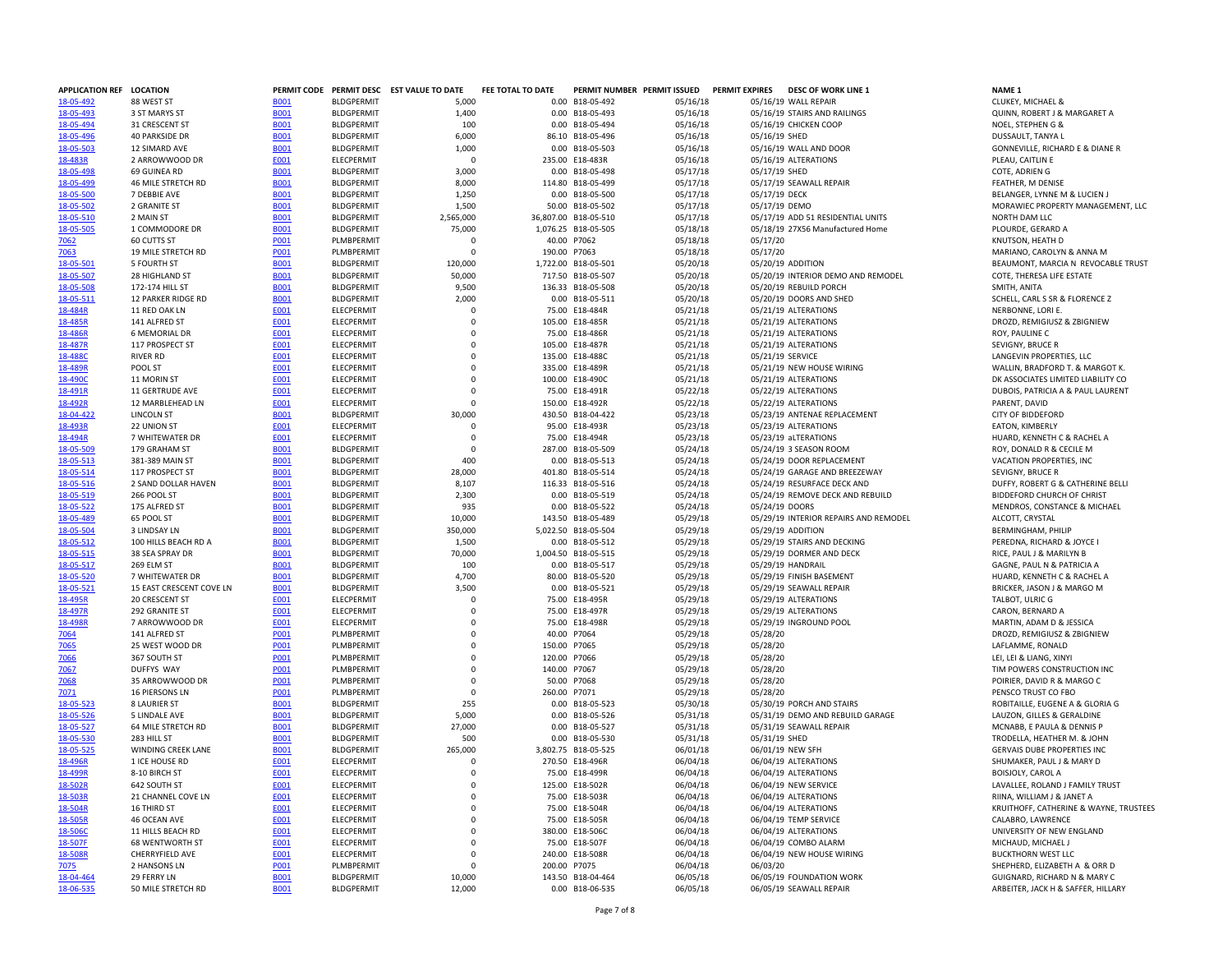| APPLICATION REF | LOCATION | PERMIT CODE | PERMIT DESC | EST VALUE TO DATE | FEE TOTAL TO DATE | PERMIT NUMBER | PERMIT ISSUED | PERMIT EXPIRES | DESC OF WORK LINE 1 | NAME 1 |
|---|---|---|---|---|---|---|---|---|---|---|
| 18-05-492 | 88 WEST ST | B001 | BLDGPERMIT | 5,000 | 0.00 | B18-05-492 | 05/16/18 | 05/16/19 | WALL REPAIR | CLUKEY, MICHAEL & |
| 18-05-493 | 3 ST MARYS ST | B001 | BLDGPERMIT | 1,400 | 0.00 | B18-05-493 | 05/16/18 | 05/16/19 | STAIRS AND RAILINGS | QUINN, ROBERT J & MARGARET A |
| 18-05-494 | 31 CRESCENT ST | B001 | BLDGPERMIT | 100 | 0.00 | B18-05-494 | 05/16/18 | 05/16/19 | CHICKEN COOP | NOEL, STEPHEN G & |
| 18-05-496 | 40 PARKSIDE DR | B001 | BLDGPERMIT | 6,000 | 86.10 | B18-05-496 | 05/16/18 | 05/16/19 | SHED | DUSSAULT, TANYA L |
| 18-05-503 | 12 SIMARD AVE | B001 | BLDGPERMIT | 1,000 | 0.00 | B18-05-503 | 05/16/18 | 05/16/19 | WALL AND DOOR | GONNEVILLE, RICHARD E & DIANE R |
| 18-483R | 2 ARROWWOOD DR | E001 | ELECPERMIT | 0 | 235.00 | E18-483R | 05/16/18 | 05/16/19 | ALTERATIONS | PLEAU, CAITLIN E |
| 18-05-498 | 69 GUINEA RD | B001 | BLDGPERMIT | 3,000 | 0.00 | B18-05-498 | 05/17/18 | 05/17/19 | SHED | COTE, ADRIEN G |
| 18-05-499 | 46 MILE STRETCH RD | B001 | BLDGPERMIT | 8,000 | 114.80 | B18-05-499 | 05/17/18 | 05/17/19 | SEAWALL REPAIR | FEATHER, M DENISE |
| 18-05-500 | 7 DEBBIE AVE | B001 | BLDGPERMIT | 1,250 | 0.00 | B18-05-500 | 05/17/18 | 05/17/19 | DECK | BELANGER, LYNNE M & LUCIEN J |
| 18-05-502 | 2 GRANITE ST | B001 | BLDGPERMIT | 1,500 | 50.00 | B18-05-502 | 05/17/18 | 05/17/19 | DEMO | MORAWIEC PROPERTY MANAGEMENT, LLC |
| 18-05-510 | 2 MAIN ST | B001 | BLDGPERMIT | 2,565,000 | 36,807.00 | B18-05-510 | 05/17/18 | 05/17/19 | ADD 51 RESIDENTIAL UNITS | NORTH DAM LLC |
| 18-05-505 | 1 COMMODORE DR | B001 | BLDGPERMIT | 75,000 | 1,076.25 | B18-05-505 | 05/18/18 | 05/18/19 | 27X56 Manufactured Home | PLOURDE, GERARD A |
| 7062 | 60 CUTTS ST | P001 | PLMBPERMIT | 0 | 40.00 | P7062 | 05/18/18 | 05/17/20 | | KNUTSON, HEATH D |
| 7063 | 19 MILE STRETCH RD | P001 | PLMBPERMIT | 0 | 190.00 | P7063 | 05/18/18 | 05/17/20 | | MARIANO, CAROLYN & ANNA M |
| 18-05-501 | 5 FOURTH ST | B001 | BLDGPERMIT | 120,000 | 1,722.00 | B18-05-501 | 05/20/18 | 05/20/19 | ADDITION | BEAUMONT, MARCIA N REVOCABLE TRUST |
| 18-05-507 | 28 HIGHLAND ST | B001 | BLDGPERMIT | 50,000 | 717.50 | B18-05-507 | 05/20/18 | 05/20/19 | INTERIOR DEMO AND REMODEL | COTE, THERESA LIFE ESTATE |
| 18-05-508 | 172-174 HILL ST | B001 | BLDGPERMIT | 9,500 | 136.33 | B18-05-508 | 05/20/18 | 05/20/19 | REBUILD PORCH | SMITH, ANITA |
| 18-05-511 | 12 PARKER RIDGE RD | B001 | BLDGPERMIT | 2,000 | 0.00 | B18-05-511 | 05/20/18 | 05/20/19 | DOORS AND SHED | SCHELL, CARL S SR & FLORENCE Z |
| 18-484R | 11 RED OAK LN | E001 | ELECPERMIT | 0 | 75.00 | E18-484R | 05/21/18 | 05/21/19 | ALTERATIONS | NERBONNE, LORI E. |
| 18-485R | 141 ALFRED ST | E001 | ELECPERMIT | 0 | 105.00 | E18-485R | 05/21/18 | 05/21/19 | ALTERATIONS | DROZD, REMIGIUSZ & ZBIGNIEW |
| 18-486R | 6 MEMORIAL DR | E001 | ELECPERMIT | 0 | 75.00 | E18-486R | 05/21/18 | 05/21/19 | ALTERATIONS | ROY, PAULINE C |
| 18-487R | 117 PROSPECT ST | E001 | ELECPERMIT | 0 | 105.00 | E18-487R | 05/21/18 | 05/21/19 | ALTERATIONS | SEVIGNY, BRUCE R |
| 18-488C | RIVER RD | E001 | ELECPERMIT | 0 | 135.00 | E18-488C | 05/21/18 | 05/21/19 | SERVICE | LANGEVIN PROPERTIES, LLC |
| 18-489R | POOL ST | E001 | ELECPERMIT | 0 | 335.00 | E18-489R | 05/21/18 | 05/21/19 | NEW HOUSE WIRING | WALLIN, BRADFORD T. & MARGOT K. |
| 18-490C | 11 MORIN ST | E001 | ELECPERMIT | 0 | 100.00 | E18-490C | 05/21/18 | 05/21/19 | ALTERATIONS | DK ASSOCIATES LIMITED LIABILITY CO |
| 18-491R | 11 GERTRUDE AVE | E001 | ELECPERMIT | 0 | 75.00 | E18-491R | 05/22/18 | 05/22/19 | ALTERATIONS | DUBOIS, PATRICIA A & PAUL LAURENT |
| 18-492R | 12 MARBLEHEAD LN | E001 | ELECPERMIT | 0 | 150.00 | E18-492R | 05/22/18 | 05/22/19 | ALTERATIONS | PARENT, DAVID |
| 18-04-422 | LINCOLN ST | B001 | BLDGPERMIT | 30,000 | 430.50 | B18-04-422 | 05/23/18 | 05/23/19 | ANTENAE REPLACEMENT | CITY OF BIDDEFORD |
| 18-493R | 22 UNION ST | E001 | ELECPERMIT | 0 | 95.00 | E18-493R | 05/23/18 | 05/23/19 | ALTERATIONS | EATON, KIMBERLY |
| 18-494R | 7 WHITEWATER DR | E001 | ELECPERMIT | 0 | 75.00 | E18-494R | 05/23/18 | 05/23/19 | aLTERATIONS | HUARD, KENNETH C & RACHEL A |
| 18-05-509 | 179 GRAHAM ST | B001 | BLDGPERMIT | 0 | 287.00 | B18-05-509 | 05/24/18 | 05/24/19 | 3 SEASON ROOM | ROY, DONALD R & CECILE M |
| 18-05-513 | 381-389 MAIN ST | B001 | BLDGPERMIT | 400 | 0.00 | B18-05-513 | 05/24/18 | 05/24/19 | DOOR REPLACEMENT | VACATION PROPERTIES, INC |
| 18-05-514 | 117 PROSPECT ST | B001 | BLDGPERMIT | 28,000 | 401.80 | B18-05-514 | 05/24/18 | 05/24/19 | GARAGE AND BREEZEWAY | SEVIGNY, BRUCE R |
| 18-05-516 | 2 SAND DOLLAR HAVEN | B001 | BLDGPERMIT | 8,107 | 116.33 | B18-05-516 | 05/24/18 | 05/24/19 | RESURFACE DECK AND | DUFFY, ROBERT G & CATHERINE BELLI |
| 18-05-519 | 266 POOL ST | B001 | BLDGPERMIT | 2,300 | 0.00 | B18-05-519 | 05/24/18 | 05/24/19 | REMOVE DECK AND REBUILD | BIDDEFORD CHURCH OF CHRIST |
| 18-05-522 | 175 ALFRED ST | B001 | BLDGPERMIT | 935 | 0.00 | B18-05-522 | 05/24/18 | 05/24/19 | DOORS | MENDROS, CONSTANCE & MICHAEL |
| 18-05-489 | 65 POOL ST | B001 | BLDGPERMIT | 10,000 | 143.50 | B18-05-489 | 05/29/18 | 05/29/19 | INTERIOR REPAIRS AND REMODEL | ALCOTT, CRYSTAL |
| 18-05-504 | 3 LINDSAY LN | B001 | BLDGPERMIT | 350,000 | 5,022.50 | B18-05-504 | 05/29/18 | 05/29/19 | ADDITION | BERMINGHAM, PHILIP |
| 18-05-512 | 100 HILLS BEACH RD A | B001 | BLDGPERMIT | 1,500 | 0.00 | B18-05-512 | 05/29/18 | 05/29/19 | STAIRS AND DECKING | PEREDNA, RICHARD & JOYCE I |
| 18-05-515 | 38 SEA SPRAY DR | B001 | BLDGPERMIT | 70,000 | 1,004.50 | B18-05-515 | 05/29/18 | 05/29/19 | DORMER AND DECK | RICE, PAUL J & MARILYN B |
| 18-05-517 | 269 ELM ST | B001 | BLDGPERMIT | 100 | 0.00 | B18-05-517 | 05/29/18 | 05/29/19 | HANDRAIL | GAGNE, PAUL N & PATRICIA A |
| 18-05-520 | 7 WHITEWATER DR | B001 | BLDGPERMIT | 4,700 | 80.00 | B18-05-520 | 05/29/18 | 05/29/19 | FINISH BASEMENT | HUARD, KENNETH C & RACHEL A |
| 18-05-521 | 15 EAST CRESCENT COVE LN | B001 | BLDGPERMIT | 3,500 | 0.00 | B18-05-521 | 05/29/18 | 05/29/19 | SEAWALL REPAIR | BRICKER, JASON J & MARGO M |
| 18-495R | 20 CRESCENT ST | E001 | ELECPERMIT | 0 | 75.00 | E18-495R | 05/29/18 | 05/29/19 | ALTERATIONS | TALBOT, ULRIC G |
| 18-497R | 292 GRANITE ST | E001 | ELECPERMIT | 0 | 75.00 | E18-497R | 05/29/18 | 05/29/19 | ALTERATIONS | CARON, BERNARD A |
| 18-498R | 7 ARROWWOOD DR | E001 | ELECPERMIT | 0 | 75.00 | E18-498R | 05/29/18 | 05/29/19 | INGROUND POOL | MARTIN, ADAM D & JESSICA |
| 7064 | 141 ALFRED ST | P001 | PLMBPERMIT | 0 | 40.00 | P7064 | 05/29/18 | 05/28/20 | | DROZD, REMIGIUSZ & ZBIGNIEW |
| 7065 | 25 WEST WOOD DR | P001 | PLMBPERMIT | 0 | 150.00 | P7065 | 05/29/18 | 05/28/20 | | LAFLAMME, RONALD |
| 7066 | 367 SOUTH ST | P001 | PLMBPERMIT | 0 | 120.00 | P7066 | 05/29/18 | 05/28/20 | | LEI, LEI & LIANG, XINYI |
| 7067 | DUFFYS WAY | P001 | PLMBPERMIT | 0 | 140.00 | P7067 | 05/29/18 | 05/28/20 | | TIM POWERS CONSTRUCTION INC |
| 7068 | 35 ARROWWOOD DR | P001 | PLMBPERMIT | 0 | 50.00 | P7068 | 05/29/18 | 05/28/20 | | POIRIER, DAVID R & MARGO C |
| 7071 | 16 PIERSONS LN | P001 | PLMBPERMIT | 0 | 260.00 | P7071 | 05/29/18 | 05/28/20 | | PENSCO TRUST CO FBO |
| 18-05-523 | 8 LAURIER ST | B001 | BLDGPERMIT | 255 | 0.00 | B18-05-523 | 05/30/18 | 05/30/19 | PORCH AND STAIRS | ROBITAILLE, EUGENE A & GLORIA G |
| 18-05-526 | 5 LINDALE AVE | B001 | BLDGPERMIT | 5,000 | 0.00 | B18-05-526 | 05/31/18 | 05/31/19 | DEMO AND REBUILD GARAGE | LAUZON, GILLES & GERALDINE |
| 18-05-527 | 64 MILE STRETCH RD | B001 | BLDGPERMIT | 27,000 | 0.00 | B18-05-527 | 05/31/18 | 05/31/19 | SEAWALL REPAIR | MCNABB, E PAULA & DENNIS P |
| 18-05-530 | 283 HILL ST | B001 | BLDGPERMIT | 500 | 0.00 | B18-05-530 | 05/31/18 | 05/31/19 | SHED | TRODELLA, HEATHER M. & JOHN |
| 18-05-525 | WINDING CREEK LANE | B001 | BLDGPERMIT | 265,000 | 3,802.75 | B18-05-525 | 06/01/18 | 06/01/19 | NEW SFH | GERVAIS DUBE PROPERTIES INC |
| 18-496R | 1 ICE HOUSE RD | E001 | ELECPERMIT | 0 | 270.50 | E18-496R | 06/04/18 | 06/04/19 | ALTERATIONS | SHUMAKER, PAUL J & MARY D |
| 18-499R | 8-10 BIRCH ST | E001 | ELECPERMIT | 0 | 75.00 | E18-499R | 06/04/18 | 06/04/19 | ALTERATIONS | BOISJOLY, CAROL A |
| 18-502R | 642 SOUTH ST | E001 | ELECPERMIT | 0 | 125.00 | E18-502R | 06/04/18 | 06/04/19 | NEW SERVICE | LAVALLEE, ROLAND J FAMILY TRUST |
| 18-503R | 21 CHANNEL COVE LN | E001 | ELECPERMIT | 0 | 75.00 | E18-503R | 06/04/18 | 06/04/19 | ALTERATIONS | RIINA, WILLIAM J & JANET A |
| 18-504R | 16 THIRD ST | E001 | ELECPERMIT | 0 | 75.00 | E18-504R | 06/04/18 | 06/04/19 | ALTERATIONS | KRUITHOFF, CATHERINE & WAYNE, TRUSTEES |
| 18-505R | 46 OCEAN AVE | E001 | ELECPERMIT | 0 | 75.00 | E18-505R | 06/04/18 | 06/04/19 | TEMP SERVICE | CALABRO, LAWRENCE |
| 18-506C | 11 HILLS BEACH RD | E001 | ELECPERMIT | 0 | 380.00 | E18-506C | 06/04/18 | 06/04/19 | ALTERATIONS | UNIVERSITY OF NEW ENGLAND |
| 18-507F | 68 WENTWORTH ST | E001 | ELECPERMIT | 0 | 75.00 | E18-507F | 06/04/18 | 06/04/19 | COMBO ALARM | MICHAUD, MICHAEL J |
| 18-508R | CHERRYFIELD AVE | E001 | ELECPERMIT | 0 | 240.00 | E18-508R | 06/04/18 | 06/04/19 | NEW HOUSE WIRING | BUCKTHORN WEST LLC |
| 7075 | 2 HANSONS LN | P001 | PLMBPERMIT | 0 | 200.00 | P7075 | 06/04/18 | 06/03/20 | | SHEPHERD, ELIZABETH A & ORR D |
| 18-04-464 | 29 FERRY LN | B001 | BLDGPERMIT | 10,000 | 143.50 | B18-04-464 | 06/05/18 | 06/05/19 | FOUNDATION WORK | GUIGNARD, RICHARD N & MARY C |
| 18-06-535 | 50 MILE STRETCH RD | B001 | BLDGPERMIT | 12,000 | 0.00 | B18-06-535 | 06/05/18 | 06/05/19 | SEAWALL REPAIR | ARBEITER, JACK H & SAFFER, HILLARY |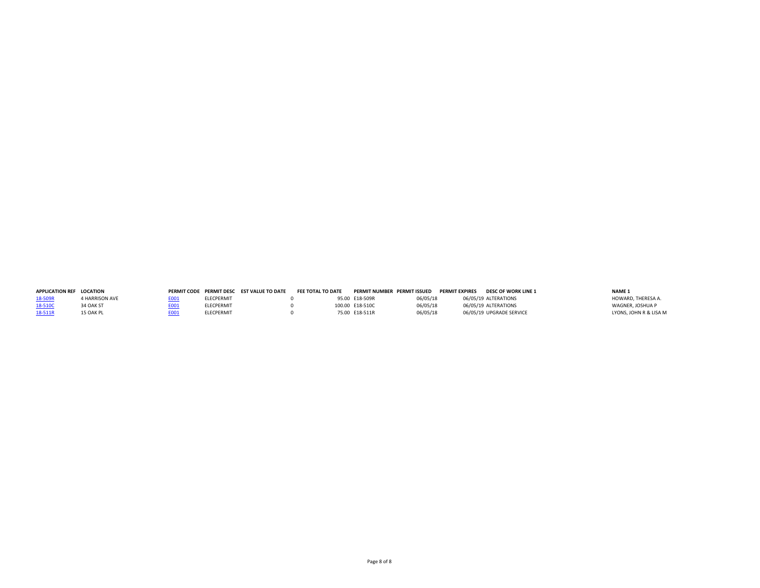| APPLICATION REF | LOCATION | PERMIT CODE | PERMIT DESC | EST VALUE TO DATE | FEE TOTAL TO DATE | PERMIT NUMBER | PERMIT ISSUED | PERMIT EXPIRES | DESC OF WORK LINE 1 | NAME 1 |
|---|---|---|---|---|---|---|---|---|---|---|
| 18-509R | 4 HARRISON AVE | E001 | ELECPERMIT | 0 | 95.00 | E18-509R | 06/05/18 | 06/05/19 | ALTERATIONS | HOWARD, THERESA A. |
| 18-510C | 34 OAK ST | E001 | ELECPERMIT | 0 | 100.00 | E18-510C | 06/05/18 | 06/05/19 | ALTERATIONS | WAGNER, JOSHUA P |
| 18-511R | 15 OAK PL | E001 | ELECPERMIT | 0 | 75.00 | E18-511R | 06/05/18 | 06/05/19 | UPGRADE SERVICE | LYONS, JOHN R & LISA M |